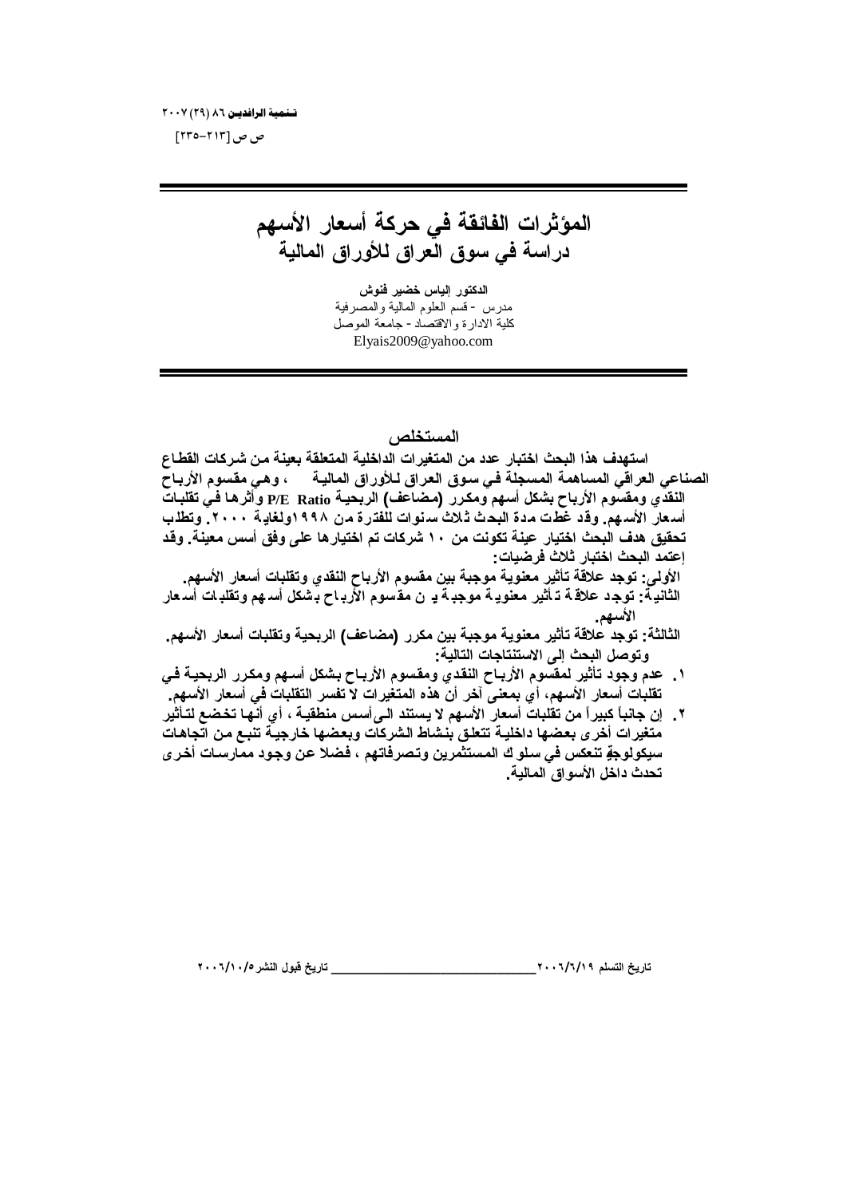# المؤثرات الفائقة في حركة أسعار الأسهم
## دراسة في سوق العراق للأوراق المالية

**الدكتور إلياس خضير فنوش**
مدرس - قسم العلوم المالية والمصرفية
كلية الادارة والاقتصاد - جامعة الموصل
Elyais2009@yahoo.com

### المستخلص

استهدف هذا البحث اختبار عدد من المتغيرات الداخلية المتعلقة بعينة من شركات القطاع الصناعي العراقي المساهمة المسجلة في سوق العراق للأوراق المالية ، وهي مقسوم الأرباح النقدي ومقسوم الأرباح بشكل أسهم ومكرر (مضاعف) الربحية P/E Ratio وأثرها في تقلبات أسعار الأسهم. وقد غطت مدة البحث ثلاث سنوات للفترة من ١٩٩٨ ولغاية ٢٠٠٠. وتطلب تحقيق هدف البحث اختيار عينة تكونت من ١٠ شركات تم اختيارها على وفق أسس معينة. وقد إعتمد البحث اختبار ثلاث فرضيات:

**الأولى:** توجد علاقة تأثير معنوية موجبة بين مقسوم الأرباح النقدي وتقلبات أسعار الأسهم.
**الثانية:** توجد علاقة تأثير معنوية موجبة بين مقسوم الأرباح بشكل أسهم وتقلبات أسعار الأسهم.
**الثالثة:** توجد علاقة تأثير معنوية موجبة بين مكرر (مضاعف) الربحية وتقلبات أسعار الأسهم.

وتوصل البحث إلى الاستنتاجات التالية:

١. عدم وجود تأثير لمقسوم الأرباح النقدي ومقسوم الأرباح بشكل أسهم ومكرر الربحية في تقلبات أسعار الأسهم، أي بمعنى آخر أن هذه المتغيرات لا تفسر التقلبات في أسعار الأسهم.
٢. إن جانباً كبيراً من تقلبات أسعار الأسهم لا يستند الى أسس منطقية ، أي أنها تخضع لتأثير متغيرات أخرى بعضها داخلية تتعلق بنشاط الشركات وبعضها خارجية تنبع من اتجاهات سيكولوجية تنعكس في سلوك المستثمرين وتصرفاتهم ، فضلا عن وجود ممارسات أخرى تحدث داخل الأسواق المالية.

تاريخ التسلم ٢٠٠٦/٦/١٩ ـــــــــــــــــــــــــ تاريخ قبول النشر ٢٠٠٦/١٠/٥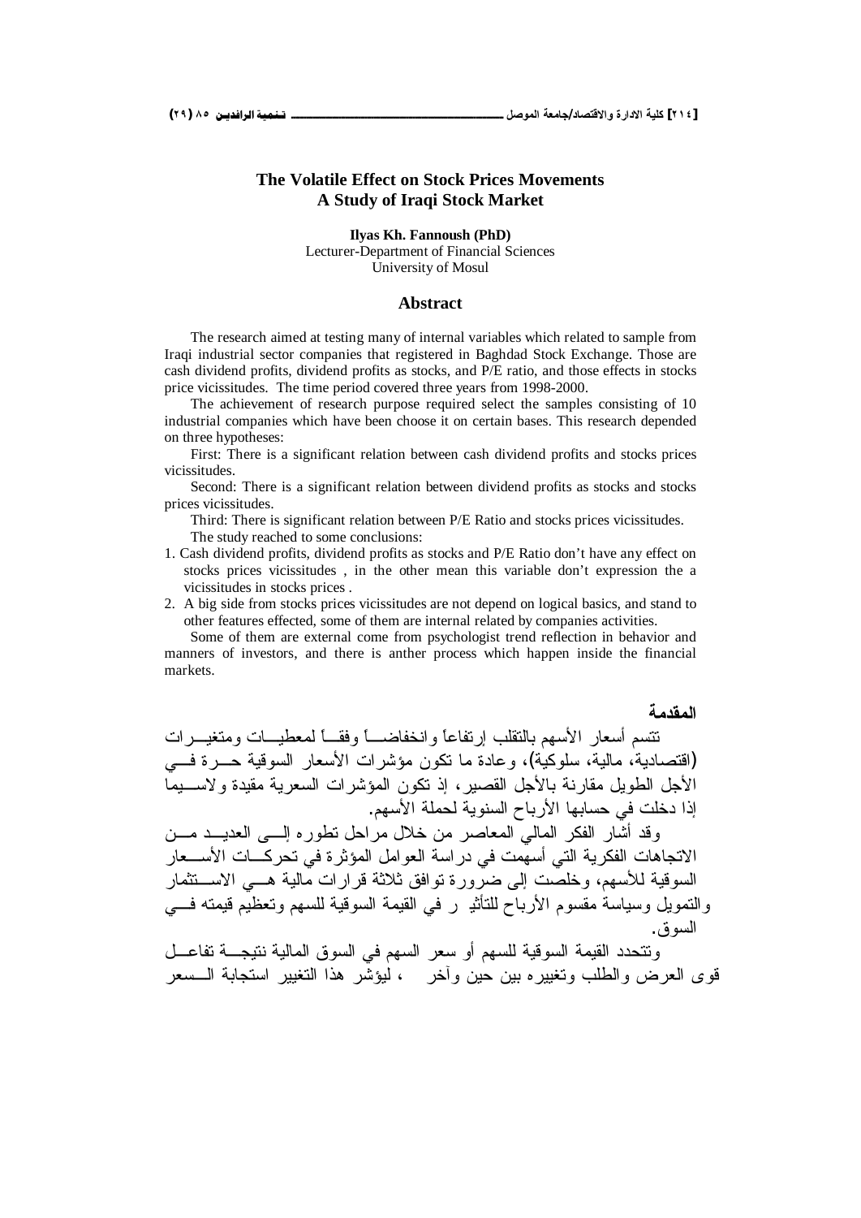# The Volatile Effect on Stock Prices Movements
# A Study of Iraqi Stock Market

**Ilyas Kh. Fannoush (PhD)**
Lecturer-Department of Financial Sciences
University of Mosul

## Abstract

The research aimed at testing many of internal variables which related to sample from Iraqi industrial sector companies that registered in Baghdad Stock Exchange. Those are cash dividend profits, dividend profits as stocks, and P/E ratio, and those effects in stocks price vicissitudes. The time period covered three years from 1998-2000.

The achievement of research purpose required select the samples consisting of 10 industrial companies which have been choose it on certain bases. This research depended on three hypotheses:

First: There is a significant relation between cash dividend profits and stocks prices vicissitudes.

Second: There is a significant relation between dividend profits as stocks and stocks prices vicissitudes.

Third: There is significant relation between P/E Ratio and stocks prices vicissitudes.

The study reached to some conclusions:

1. Cash dividend profits, dividend profits as stocks and P/E Ratio don't have any effect on stocks prices vicissitudes , in the other mean this variable don't expression the a vicissitudes in stocks prices .
2. A big side from stocks prices vicissitudes are not depend on logical basics, and stand to other features effected, some of them are internal related by companies activities.

Some of them are external come from psychologist trend reflection in behavior and manners of investors, and there is anther process which happen inside the financial markets.

## المقدمة

تتسم أسعار الأسهم بالتقلب إرتفاعاً وانخفاضاً وفقاً لمعطيات ومتغيرات (اقتصادية، مالية، سلوكية)، وعادة ما تكون مؤشرات الأسعار السوقية حرة في الأجل الطويل مقارنة بالأجل القصير، إذ تكون المؤشرات السعرية مقيدة ولاسيما إذا دخلت في حسابها الأرباح السنوية لحملة الأسهم.

وقد أشار الفكر المالي المعاصر من خلال مراحل تطوره إلى العديد من الاتجاهات الفكرية التي أسهمت في دراسة العوامل المؤثرة في تحركات الأسعار السوقية للأسهم، وخلصت إلى ضرورة توافق ثلاثة قرارات مالية هي الاستثمار والتمويل وسياسة مقسوم الأرباح للتأثير في القيمة السوقية للسهم وتعظيم قيمته في السوق.

وتتحدد القيمة السوقية للسهم أو سعر السهم في السوق المالية نتيجة تفاعل قوى العرض والطلب وتغييره بين حين وآخر ، ليؤشر هذا التغيير استجابة السعر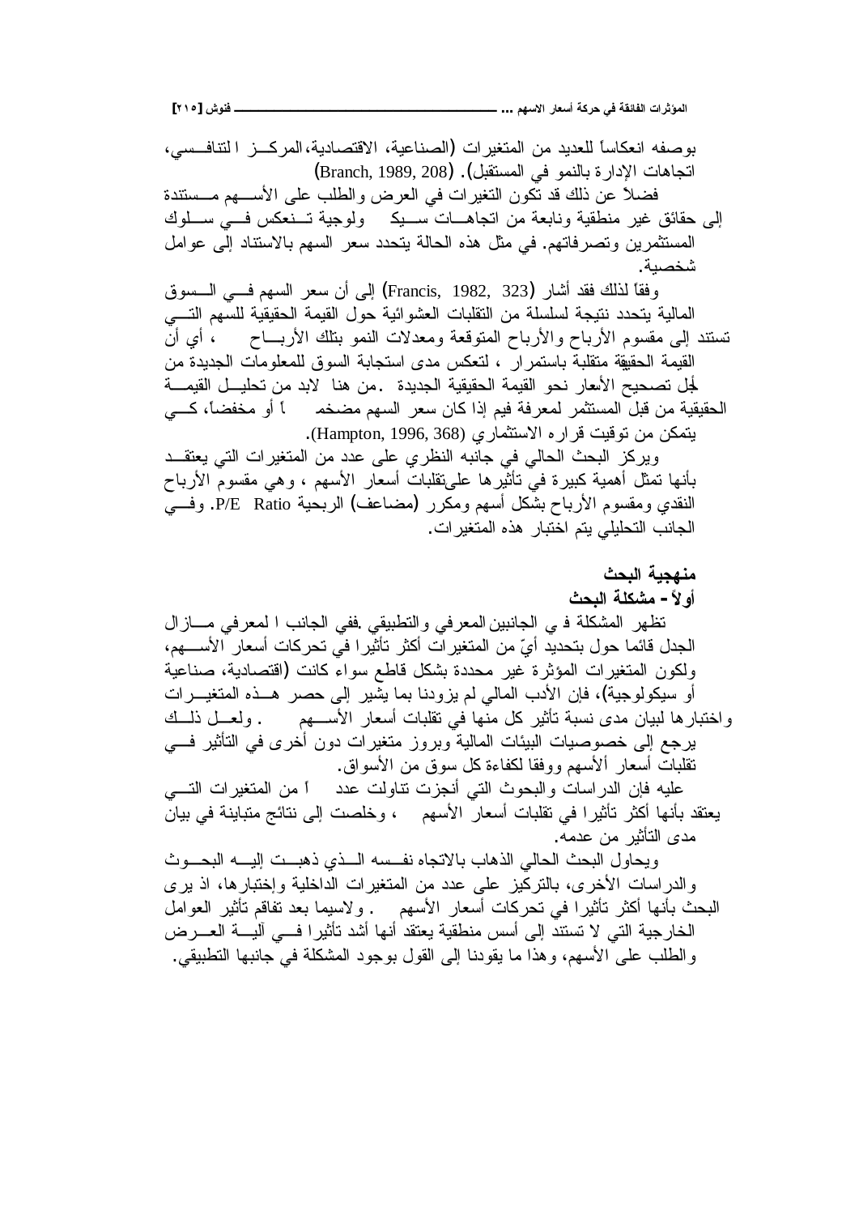بوصفه انعكاساً للعديد من المتغيرات (الصناعية، الاقتصادية، المركز التنافسي، اتجاهات الإدارة بالنمو في المستقبل). (Branch, 1989, 208)

فضلاً عن ذلك قد تكون التغيرات في العرض والطلب على الأسهم مستندة إلى حقائق غير منطقية ونابعة من اتجاهات سيكولوجية تنعكس في سلوك المستثمرين وتصرفاتهم. في مثل هذه الحالة يتحدد سعر السهم بالاستناد إلى عوامل شخصية.

وفقاً لذلك فقد أشار (Francis, 1982, 323) إلى أن سعر السهم في السوق المالية يتحدد نتيجة لسلسلة من التقلبات العشوائية حول القيمة الحقيقية للسهم التي تستند إلى مقسوم الأرباح والأرباح المتوقعة ومعدلات النمو بتلك الأرباح ، أي أن القيمة الحقيقية متقلبة باستمرار ، لتعكس مدى استجابة السوق للمعلومات الجديدة من أجل تصحيح الأسعار نحو القيمة الحقيقية الجديدة .من هنا لابد من تحليل القيمة الحقيقية من قبل المستثمر لمعرفة فيم إذا كان سعر السهم مضخماً أو مخفضاً، كي يتمكن من توقيت قراره الاستثماري (Hampton, 1996, 368).

ويركز البحث الحالي في جانبه النظري على عدد من المتغيرات التي يعتقد بأنها تمثل أهمية كبيرة في تأثيرها على تقلبات أسعار الأسهم ، وهي مقسوم الأرباح النقدي ومقسوم الأرباح بشكل أسهم ومكرر (مضاعف) الربحية P/E Ratio. وفي الجانب التحليلي يتم اختبار هذه المتغيرات.

## منهجية البحث

### أولاً - مشكلة البحث

تظهر المشكلة في الجانبين المعرفي والتطبيقي .ففي الجانب المعرفي مازال الجدل قائما حول بتحديد أيّ من المتغيرات أكثر تأثيرا في تحركات أسعار الأسهم، ولكون المتغيرات المؤثرة غير محددة بشكل قاطع سواء كانت (اقتصادية، صناعية أو سيكولوجية)، فإن الأدب المالي لم يزودنا بما يشير إلى حصر هذه المتغيرات واختبارها لبيان مدى نسبة تأثير كل منها في تقلبات أسعار الأسهم . ولعل ذلك يرجع إلى خصوصيات البيئات المالية وبروز متغيرات دون أخرى في التأثير في تقلبات أسعار الأسهم ووفقا لكفاءة كل سوق من الأسواق.

عليه فإن الدراسات والبحوث التي أنجزت تناولت عدداً من المتغيرات التي يعتقد بأنها أكثر تأثيرا في تقلبات أسعار الأسهم ، وخلصت إلى نتائج متباينة في بيان مدى التأثير من عدمه.

ويحاول البحث الحالي الذهاب بالاتجاه نفسه الذي ذهبت إليه البحوث والدراسات الأخرى، بالتركيز على عدد من المتغيرات الداخلية وإختبارها، اذ يرى البحث بأنها أكثر تأثيرا في تحركات أسعار الأسهم . ولاسيما بعد تفاقم تأثير العوامل الخارجية التي لا تستند إلى أسس منطقية يعتقد أنها أشد تأثيرا في آلية العرض والطلب على الأسهم، وهذا ما يقودنا إلى القول بوجود المشكلة في جانبها التطبيقي.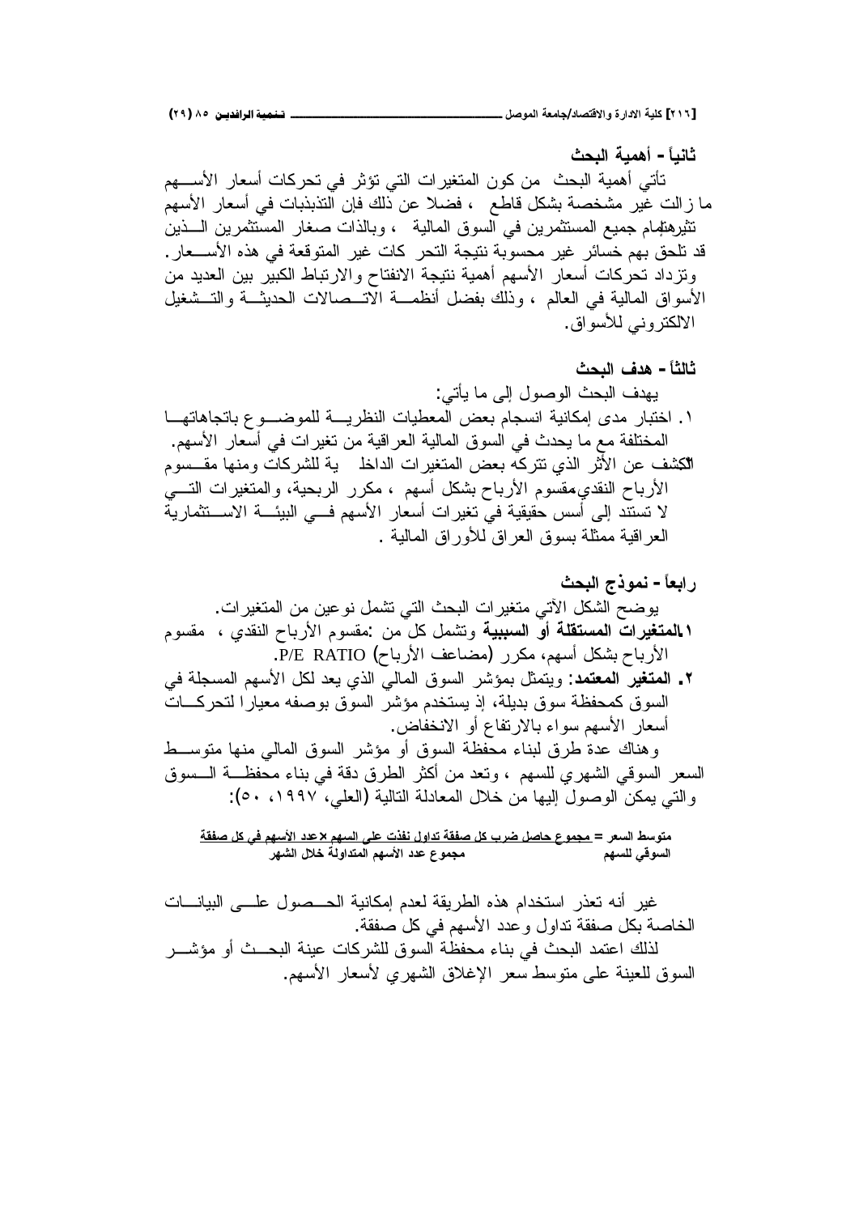## ثانياً - أهمية البحث

تأتي أهمية البحث من كون المتغيرات التي تؤثر في تحركات أسعار الأسهم ما زالت غير مشخصة بشكل قاطع ، فضلا عن ذلك فإن التذبذبات في أسعار الأسهم تثير اهتمام جميع المستثمرين في السوق المالية ، وبالذات صغار المستثمرين الذين قد تلحق بهم خسائر غير محسوبة نتيجة التحركات غير المتوقعة في هذه الأسعار. وتزداد تحركات أسعار الأسهم أهمية نتيجة الانفتاح والارتباط الكبير بين العديد من الأسواق المالية في العالم ، وذلك بفضل أنظمة الاتصالات الحديثة والتشغيل الالكتروني للأسواق.

## ثالثاً - هدف البحث

يهدف البحث الوصول إلى ما يأتي:

١. اختبار مدى إمكانية انسجام بعض المعطيات النظرية للموضوع باتجاهاتها المختلفة مع ما يحدث في السوق المالية العراقية من تغيرات في أسعار الأسهم.

٢. الكشف عن الأثر الذي تتركه بعض المتغيرات الداخلية للشركات ومنها مقسوم الأرباح النقدي، مقسوم الأرباح بشكل أسهم ، مكرر الربحية، والمتغيرات التي لا تستند إلى أسس حقيقية في تغيرات أسعار الأسهم في البيئة الاستثمارية العراقية ممثلة بسوق العراق للأوراق المالية .

## رابعاً - نموذج البحث

يوضح الشكل الآتي متغيرات البحث التي تشمل نوعين من المتغيرات.

١. **المتغيرات المستقلة أو السببية** وتشمل كل من :مقسوم الأرباح النقدي ، مقسوم الأرباح بشكل أسهم، مكرر (مضاعف الأرباح) P/E RATIO.

٢. **المتغير المعتمد**: ويتمثل بمؤشر السوق المالي الذي يعد لكل الأسهم المسجلة في السوق كمحفظة سوق بديلة، إذ يستخدم مؤشر السوق بوصفه معيارا لتحركات أسعار الأسهم سواء بالارتفاع أو الانخفاض.

وهناك عدة طرق لبناء محفظة السوق أو مؤشر السوق المالي منها متوسط السعر السوقي الشهري للسهم ، وتعد من أكثر الطرق دقة في بناء محفظة السوق والتي يمكن الوصول إليها من خلال المعادلة التالية (العلي، ١٩٩٧، ٥٠):

$$\text{متوسط السعر السوقي للسهم} = \frac{\text{مجموع حاصل ضرب كل صفقة تداول نفذت على السهم} \times \text{عدد الأسهم في كل صفقة}}{\text{مجموع عدد الأسهم المتداولة خلال الشهر}}$$

غير أنه تعذر استخدام هذه الطريقة لعدم إمكانية الحصول على البيانات الخاصة بكل صفقة تداول وعدد الأسهم في كل صفقة.

لذلك اعتمد البحث في بناء محفظة السوق للشركات عينة البحث أو مؤشر السوق للعينة على متوسط سعر الإغلاق الشهري لأسعار الأسهم.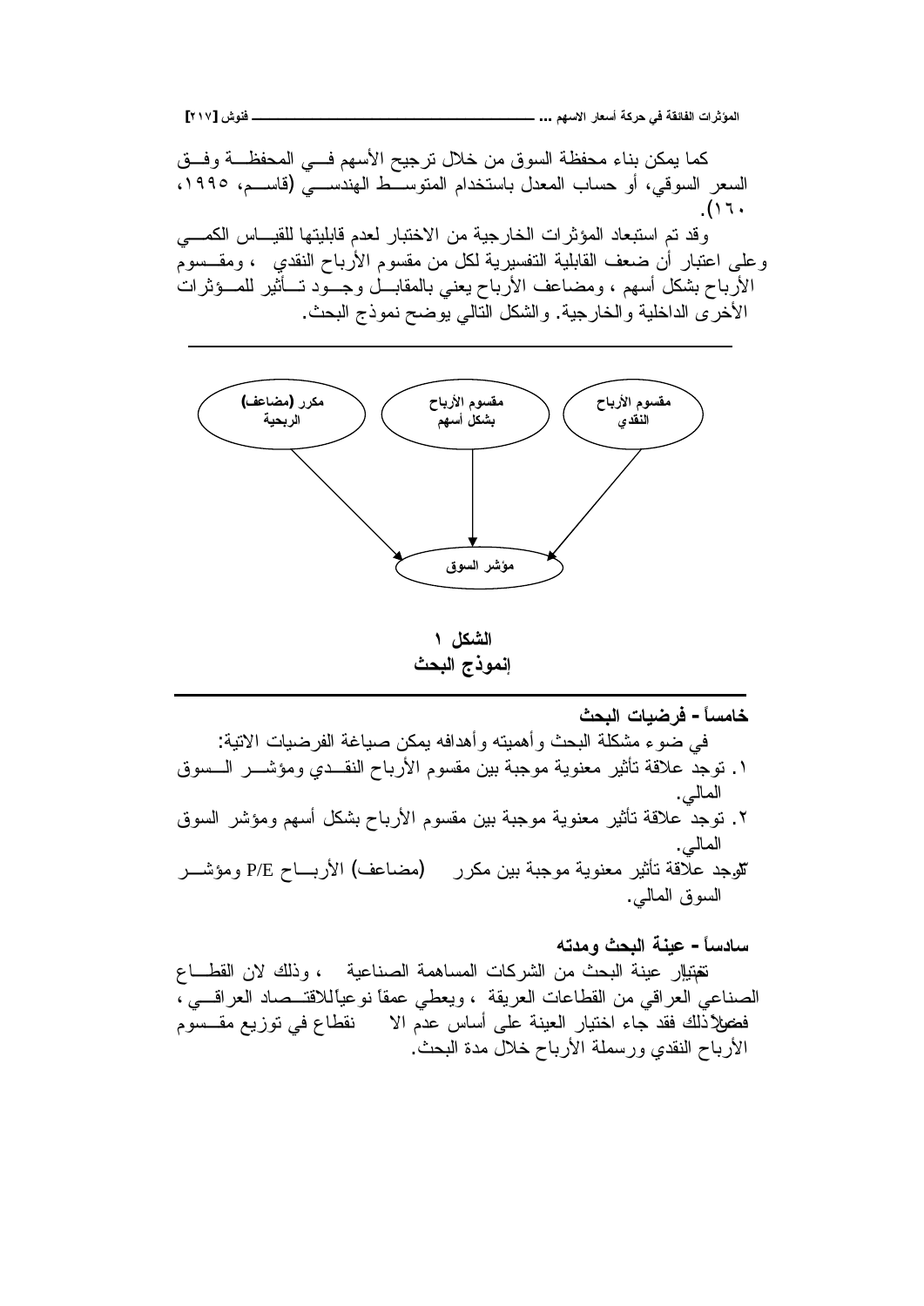كما يمكن بناء محفظة السوق من خلال ترجيح الأسهم في المحفظة وفق السعر السوقي، أو حساب المعدل باستخدام المتوسط الهندسي (قاسم، ١٩٩٥، ١٦٠).

وقد تم استبعاد المؤثرات الخارجية من الاختبار لعدم قابليتها للقياس الكمي وعلى اعتبار أن ضعف القابلية التفسيرية لكل من مقسوم الأرباح النقدي ، ومقسوم الأرباح بشكل أسهم ، ومضاعف الأرباح يعني بالمقابل وجود تأثير للمؤثرات الأخرى الداخلية والخارجية. والشكل التالي يوضح نموذج البحث.

مقسوم الأرباح النقدي — مقسوم الأرباح بشكل أسهم — مكرر (مضاعف) الربحية → مؤشر السوق

**الشكل ١**
**إنموذج البحث**

## خامساً - فرضيات البحث

في ضوء مشكلة البحث وأهميته وأهدافه يمكن صياغة الفرضيات الاتية:

١. توجد علاقة تأثير معنوية موجبة بين مقسوم الأرباح النقدي ومؤشر السوق المالي.
٢. توجد علاقة تأثير معنوية موجبة بين مقسوم الأرباح بشكل أسهم ومؤشر السوق المالي.
٣. توجد علاقة تأثير معنوية موجبة بين مكرر (مضاعف) الأرباح P/E ومؤشر السوق المالي.

## سادساً - عينة البحث ومدته

تم اختيار عينة البحث من الشركات المساهمة الصناعية ، وذلك لان القطاع الصناعي العراقي من القطاعات العريقة ، ويعطي عمقاً نوعياً للاقتصاد العراقي ، فضلاً عن ذلك فقد جاء اختيار العينة على أساس عدم الانقطاع في توزيع مقسوم الأرباح النقدي ورسملة الأرباح خلال مدة البحث.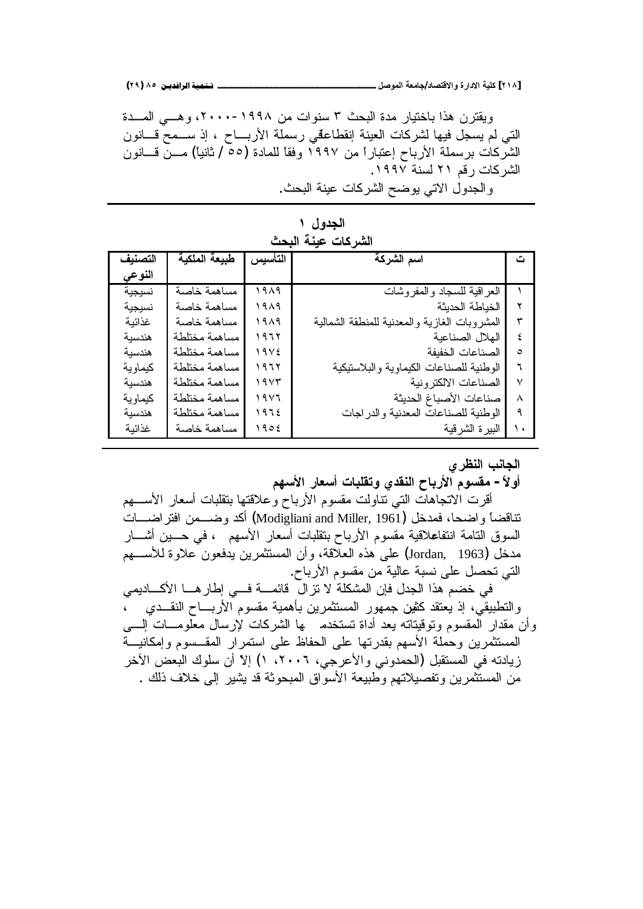ويقترن هذا باختيار مدة البحث ٣ سنوات من ١٩٩٨-٢٠٠٠، وهي المدة التي لم يسجل فيها لشركات العينة إنقطاعاً في رسملة الأرباح ، إذ سمح قانون الشركات برسملة الأرباح إعتباراً من ١٩٩٧ وفقاً للمادة (٥٥ / ثانياً) من قانون الشركات رقم ٢١ لسنة ١٩٩٧.

والجدول الاتي يوضح الشركات عينة البحث.

**الجدول ١**
**الشركات عينة البحث**

| ت | اسم الشركة | التأسيس | طبيعة الملكية | التصنيف النوعي |
|---|---|---|---|---|
| ١ | العراقية للسجاد والمفروشات | ١٩٨٩ | مساهمة خاصة | نسيجية |
| ٢ | الخياطة الحديثة | ١٩٨٩ | مساهمة خاصة | نسيجية |
| ٣ | المشروبات الغازية والمعدنية للمنطقة الشمالية | ١٩٨٩ | مساهمة خاصة | غذائية |
| ٤ | الهلال الصناعية | ١٩٦٢ | مساهمة مختلطة | هندسية |
| ٥ | الصناعات الخفيفة | ١٩٧٤ | مساهمة مختلطة | هندسية |
| ٦ | الوطنية للصناعات الكيماوية والبلاستيكية | ١٩٦٢ | مساهمة مختلطة | كيماوية |
| ٧ | الصناعات الالكترونية | ١٩٧٣ | مساهمة مختلطة | هندسية |
| ٨ | صناعات الأصباغ الحديثة | ١٩٧٦ | مساهمة مختلطة | كيماوية |
| ٩ | الوطنية للصناعات المعدنية والدراجات | ١٩٦٤ | مساهمة مختلطة | هندسية |
| ١٠ | البيرة الشرقية | ١٩٥٤ | مساهمة خاصة | غذائية |

## الجانب النظري

### أولاً- مقسوم الأرباح النقدي وتقلبات أسعار الأسهم

أقرت الاتجاهات التي تناولت مقسوم الأرباح وعلاقتها بتقلبات أسعار الأسهم تناقضاً واضحا، فمدخل (Modigliani and Miller, 1961) أكد وضمن افتراضات السوق التامة انتفاءعلاقية مقسوم الأرباح بتقلبات أسعار الأسهم ، في حين أشار مدخل (Jordan, 1963) على هذه العلاقة، وأن المستثمرين يدفعون علاوة للأسهم التي تحصل على نسبة عالية من مقسوم الأرباح.

في خضم هذا الجدل فإن المشكلة لا تزال قائمة في إطارها الأكاديمي والتطبيقي، إذ يعتقد كثير من جمهور المستثمرين بأهمية مقسوم الأرباح النقدي ، وأن مقدار المقسوم وتوقيتاته يعد أداة تستخدمها الشركات لإرسال معلومات إلى المستثمرين وحملة الأسهم بقدرتها على الحفاظ على استمرار المقسوم وإمكانية زيادته في المستقبل (الحمدوني والأعرجي، ٢٠٠٦، ١) إلاّ أن سلوك البعض الآخر من المستثمرين وتفصيلاتهم وطبيعة الأسواق المبحوثة قد يشير إلى خلاف ذلك .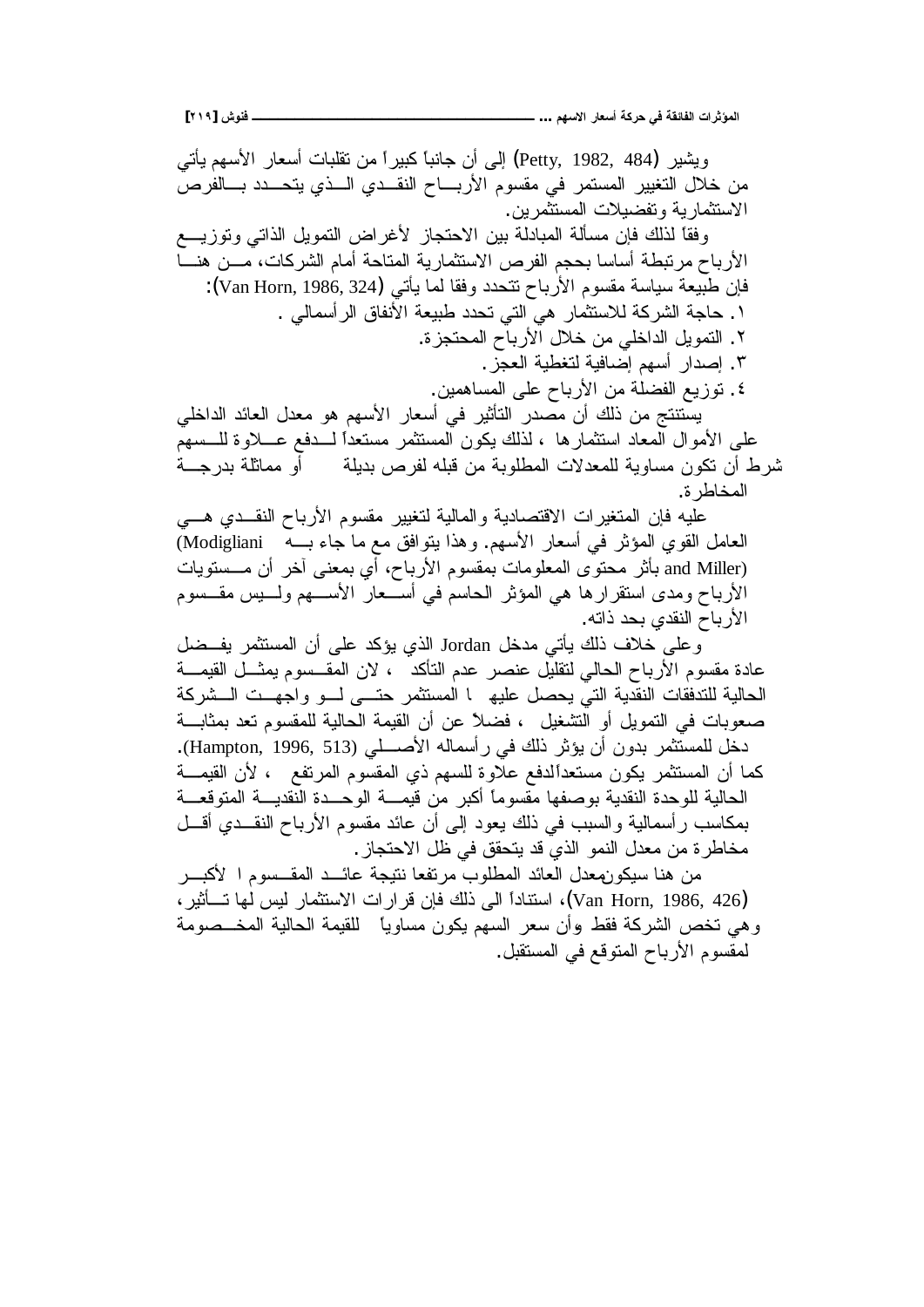ويشير (Petty, 1982, 484) إلى أن جانباً كبيراً من تقلبات أسعار الأسهم يأتي من خلال التغيير المستمر في مقسوم الأرباح النقدي الذي يتحدد بالفرص الاستثمارية وتفضيلات المستثمرين.

وفقاً لذلك فإن مسألة المبادلة بين الاحتجاز لأغراض التمويل الذاتي وتوزيع الأرباح مرتبطة أساسا بحجم الفرص الاستثمارية المتاحة أمام الشركات، من هنا فإن طبيعة سياسة مقسوم الأرباح تتحدد وفقا لما يأتي (Van Horn, 1986, 324):

١. حاجة الشركة للاستثمار هي التي تحدد طبيعة الأنفاق الرأسمالي .
٢. التمويل الداخلي من خلال الأرباح المحتجزة.
٣. إصدار أسهم إضافية لتغطية العجز.
٤. توزيع الفضلة من الأرباح على المساهمين.

يستنتج من ذلك أن مصدر التأثير في أسعار الأسهم هو معدل العائد الداخلي على الأموال المعاد استثمارها ، لذلك يكون المستثمر مستعداً لدفع علاوة للسهم شرط أن تكون مساوية للمعدلات المطلوبة من قبله لفرص بديلة أو مماثلة بدرجة المخاطرة.

عليه فإن المتغيرات الاقتصادية والمالية لتغيير مقسوم الأرباح النقدي هي العامل القوي المؤثر في أسعار الأسهم. وهذا يتوافق مع ما جاء به (Modigliani and Miller) بأثر محتوى المعلومات بمقسوم الأرباح، أي بمعنى آخر أن مستويات الأرباح ومدى استقرارها هي المؤثر الحاسم في أسعار الأسهم وليس مقسوم الأرباح النقدي بحد ذاته.

وعلى خلاف ذلك يأتي مدخل Jordan الذي يؤكد على أن المستثمر يفضل عادة مقسوم الأرباح الحالي لتقليل عنصر عدم التأكد ، لان المقسوم يمثل القيمة الحالية للتدفقات النقدية التي يحصل عليها المستثمر حتى لو واجهت الشركة صعوبات في التمويل أو التشغيل ، فضلاً عن أن القيمة الحالية للمقسوم تعد بمثابة دخل للمستثمر بدون أن يؤثر ذلك في رأسماله الأصلي (Hampton, 1996, 513). كما أن المستثمر يكون مستعداًلدفع علاوة للسهم ذي المقسوم المرتفع ، لأن القيمة الحالية للوحدة النقدية بوصفها مقسوماً أكبر من قيمة الوحدة النقدية المتوقعة بمكاسب رأسمالية والسبب في ذلك يعود إلى أن عائد مقسوم الأرباح النقدي أقل مخاطرة من معدل النمو الذي قد يتحقق في ظل الاحتجاز.

من هنا سيكونمعدل العائد المطلوب مرتفعا نتيجة عائد المقسوم ا لأكبر (Van Horn, 1986, 426)، استناداً الى ذلك فإن قرارات الاستثمار ليس لها تأثير، وهي تخص الشركة فقط وأن سعر السهم يكون مساوياً للقيمة الحالية المخصومة لمقسوم الأرباح المتوقع في المستقبل.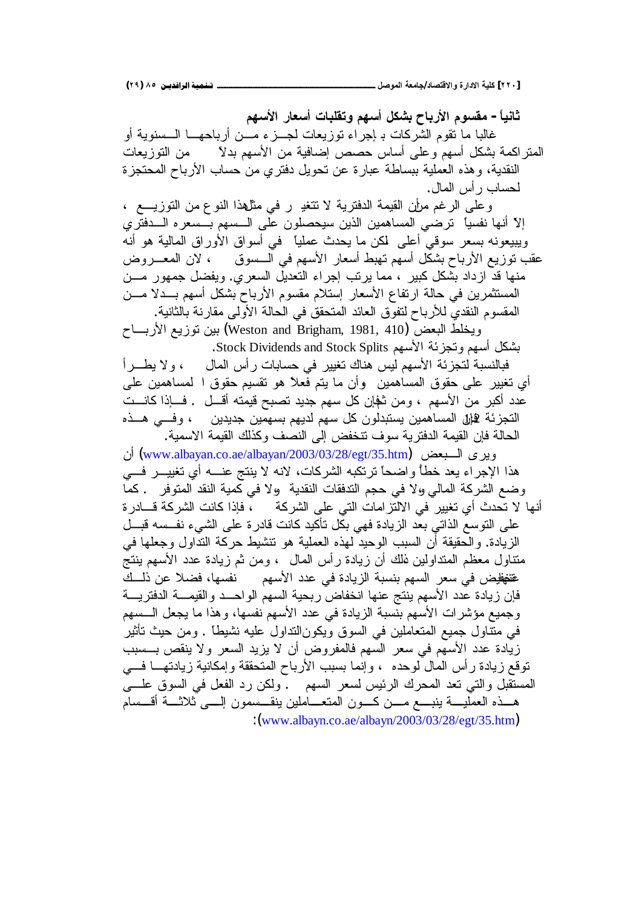### ثانياً - مقسوم الأرباح بشكل أسهم وتقلبات أسعار الأسهم

غالبا ما تقوم الشركات بـ إجراء توزيعات لجـزء مـن أرباحهـا السـنوية أو المتراكمة بشكل أسهم وعلى أساس حصص إضافية من الأسهم بدلاً من التوزيعات النقدية، وهذه العملية ببساطة عبارة عن تحويل دفتري من حساب الأرباح المحتجزة لحساب رأس المال.

وعلى الرغم من أن القيمة الدفترية لا تتغير في مثل هذا النوع من التوزيـع ، إلا أنها نفسياً ترضي المساهمين الذين سيحصلون على السهم بسعره الدفتري ويبيعونه بسعر سوقي أعلى لكن ما يحدث عملياً في أسواق الأوراق المالية هو أنه عقب توزيع الأرباح بشكل أسهم تهبط أسعار الأسهم في السوق ، لان المعـروض منها قد ازداد بشكل كبير ، مما يرتب إجراء التعديل السعري. ويفضل جمهور مـن المستثمرين في حالة ارتفاع الأسعار إستلام مقسوم الأرباح بشكل أسهم بـدلا مـن المقسوم النقدي للأرباح لتفوق العائد المتحقق في الحالة الأولى مقارنة بالثانية.

ويخلط البعض (Weston and Brigham, 1981, 410) بين توزيع الأربـاح بشكل أسهم وتجزئة الأسهم Stock Dividends and Stock Splits.

فبالنسبة لتجزئة الأسهم ليس هناك تغيير في حسابات رأس المال ، ولا يطـرأ أي تغيير على حقوق المساهمين وأن ما يتم فعلاً هو تقسيم حقوق ا لمساهمين على عدد أكبر من الأسهم ، ومن ثم فإن كل سهم جديد تصبح قيمته أقـل . فـإذا كانـت التجزئة 2:1 فإن المساهمين يستبدلون كل سهم لديهم بسهمين جديدين ، وفـي هـذه الحالة فإن القيمة الدفترية سوف تنخفض إلى النصف وكذلك القيمة الاسمية.

ويرى الـبعض (www.albayan.co.ae/albayan/2003/03/28/egt/35.htm) أن هذا الإجراء يعد خطأ واضحاً ترتكبه الشركات، لانه لا ينتج عنـه أي تغييـر فـي وضع الشركة المالي ولا في حجم التدفقات النقدية ولا في كمية النقد المتوفر . كما أنها لا تحدث أي تغيير في الالتزامات التي على الشركة ، فإذا كانت الشركة قـادرة على التوسع الذاتي بعد الزيادة فهي بكل تأكيد كانت قادرة على الشيء نفسـه قبـل الزيادة. والحقيقة أن السبب الوحيد لهذه العملية هو تنشيط حركة التداول وجعلها في متناول معظم المتداولين ذلك أن زيادة رأس المال ، ومن ثم زيادة عدد الأسهم ينتج عنه تخفيض في سعر السهم بنسبة الزيادة في عدد الأسهم نفسها، فضلا عن ذلـك فإن زيادة عدد الأسهم ينتج عنها انخفاض ربحية السهم الواحـد والقيمـة الدفتريـة وجميع مؤشرات الأسهم بنسبة الزيادة في عدد الأسهم نفسها، وهذا ما يجعل السـهم في متناول جميع المتعاملين في السوق ويكون التداول عليه نشيطاً . ومن حيث تأثير زيادة عدد الأسهم في سعر السهم فالمفروض أن لا يزيد السعر ولا ينقص بـسبب توقع زيادة رأس المال لوحده ، وإنما بسبب الأرباح المتحققة وإمكانية زيادتهـا فـي المستقبل والتي تعد المحرك الرئيس لسعر السهم . ولكن رد الفعل في السوق علـى هـذه العمليـة ينبـع مـن كـون المتعـاملين ينقسـمون إلـى ثلاثـة أقسـام (www.albayn.co.ae/albayn/2003/03/28/egt/35.htm):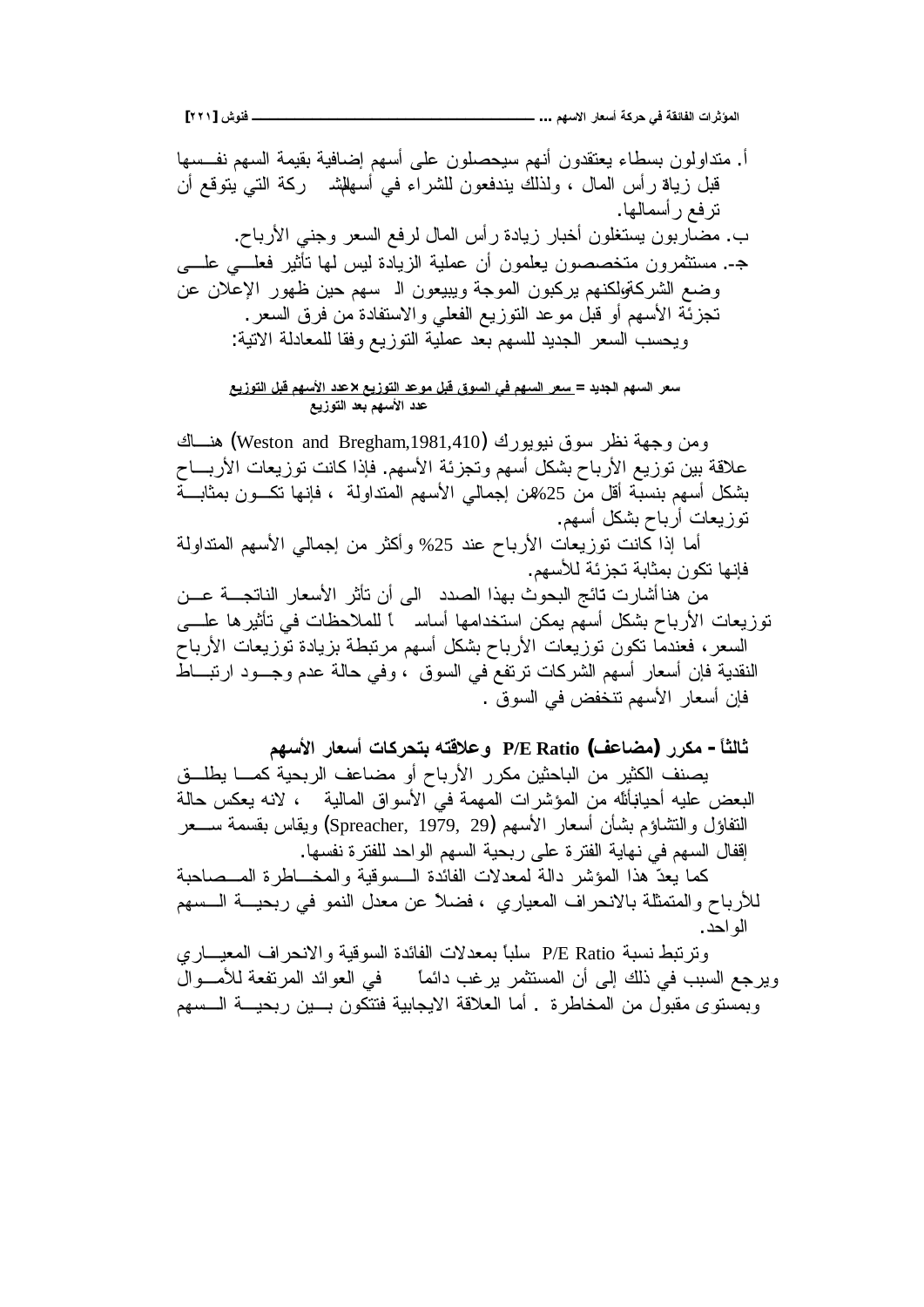أ. متداولون بسطاء يعتقدون أنهم سيحصلون على أسهم إضافية بقيمة السهم نفسها قبل زيادة رأس المال ، ولذلك يندفعون للشراء في أسهم الشركة التي يتوقع أن ترفع رأسمالها.

ب. مضاربون يستغلون أخبار زيادة رأس المال لرفع السعر وجني الأرباح.

ج- . مستثمرون متخصصون يعلمون أن عملية الزيادة ليس لها تأثير فعلي على وضع الشركة ولكنهم يركبون الموجة ويبيعون الأسهم حين ظهور الإعلان عن تجزئة الأسهم أو قبل موعد التوزيع الفعلي والاستفادة من فرق السعر.

ويحسب السعر الجديد للسهم بعد عملية التوزيع وفقا للمعادلة الاتية:

$$\text{سعر السهم الجديد} = \frac{\text{سعر السهم في السوق قبل موعد التوزيع} \times \text{عدد الأسهم قبل التوزيع}}{\text{عدد الأسهم بعد التوزيع}}$$

ومن وجهة نظر سوق نيويورك (Weston and Bregham,1981,410) هناك علاقة بين توزيع الأرباح بشكل أسهم وتجزئة الأسهم. فإذا كانت توزيعات الأرباح بشكل أسهم بنسبة أقل من 25% من إجمالي الأسهم المتداولة ، فإنها تكون بمثابة توزيعات أرباح بشكل أسهم.

أما إذا كانت توزيعات الأرباح عند 25% وأكثر من إجمالي الأسهم المتداولة فإنها تكون بمثابة تجزئة للأسهم.

من هنا أشارت نتائج البحوث بهذا الصدد الى أن تأثر الأسعار الناتجة عن توزيعات الأرباح بشكل أسهم يمكن استخدامها أساساً للملاحظات في تأثيرها على السعر ، فعندما تكون توزيعات الأرباح بشكل أسهم مرتبطة بزيادة توزيعات الأرباح النقدية فإن أسعار أسهم الشركات ترتفع في السوق ، وفي حالة عدم وجود ارتباط فإن أسعار الأسهم تنخفض في السوق .

### ثالثاً - مكرر (مضاعف) P/E Ratio وعلاقته بتحركات أسعار الأسهم

يصنف الكثير من الباحثين مكرر الأرباح أو مضاعف الربحية كما يطلق البعض عليه أحياناً بأنه من المؤشرات المهمة في الأسواق المالية ، لانه يعكس حالة التفاؤل والتشاؤم بشأن أسعار الأسهم (Spreacher, 1979, 29) ويقاس بقسمة سعر إقفال السهم في نهاية الفترة على ربحية السهم الواحد للفترة نفسها.

كما يعدّ هذا المؤشر دالة لمعدلات الفائدة السوقية والمخاطرة المصاحبة للأرباح والمتمثلة بالانحراف المعياري ، فضلاً عن معدل النمو في ربحية السهم الواحد.

وترتبط نسبة P/E Ratio سلباً بمعدلات الفائدة السوقية والانحراف المعياري ويرجع السبب في ذلك إلى أن المستثمر يرغب دائماً في العوائد المرتفعة للأموال وبمستوى مقبول من المخاطرة . أما العلاقة الايجابية فتتكون بين ربحية السهم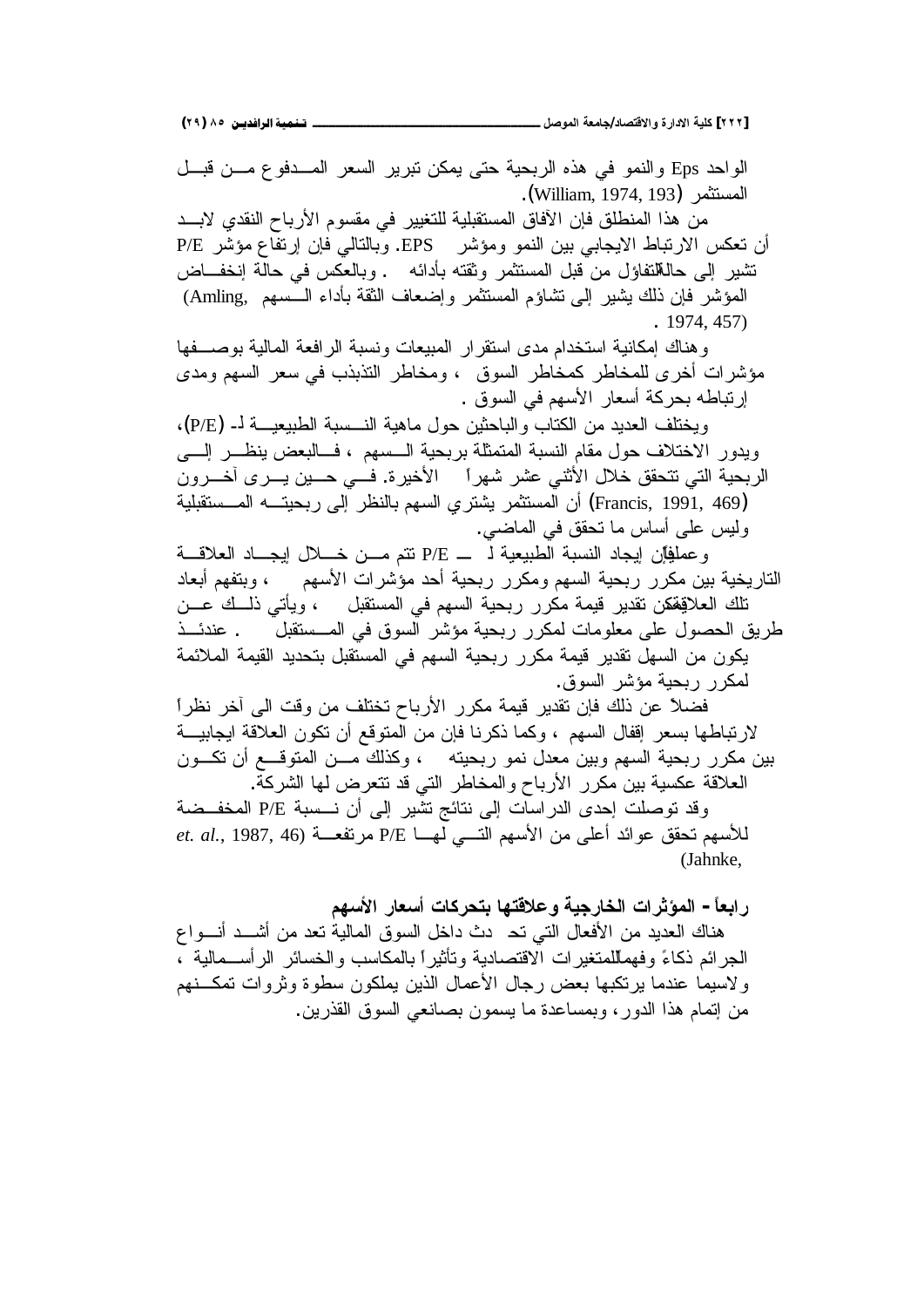الواحد Eps والنمو في هذه الربحية حتى يمكن تبرير السعر المدفوع من قبل المستثمر (William, 1974, 193).

من هذا المنطلق فإن الآفاق المستقبلية للتغيير في مقسوم الأرباح النقدي لابد أن تعكس الارتباط الايجابي بين النمو ومؤشر EPS. وبالتالي فإن إرتفاع مؤشر P/E تشير إلى حالة التفاؤل من قبل المستثمر وثقته بأدائه . وبالعكس في حالة إنخفاض المؤشر فإن ذلك يشير إلى تشاؤم المستثمر وإضعاف الثقة بأداء السهم (Amling, 1974, 457) .

وهناك إمكانية استخدام مدى استقرار المبيعات ونسبة الرافعة المالية بوصفها مؤشرات أخرى للمخاطر كمخاطر السوق ، ومخاطر التذبذب في سعر السهم ومدى إرتباطه بحركة أسعار الأسهم في السوق .

ويختلف العديد من الكتاب والباحثين حول ماهية النسبة الطبيعية لـ (P/E)، ويدور الاختلاف حول مقام النسبة المتمثلة بربحية السهم ، فالبعض ينظر إلى الربحية التي تتحقق خلال الأثني عشر شهراً الأخيرة. في حين يرى آخرون (Francis, 1991, 469) أن المستثمر يشتري السهم بالنظر إلى ربحيته المستقبلية وليس على أساس ما تحقق في الماضي.

وعملياً فإن إيجاد النسبة الطبيعية لـ P/E تتم من خلال إيجاد العلاقة التاريخية بين مكرر ربحية السهم ومكرر ربحية أحد مؤشرات الأسهم ، وبتفهم أبعاد تلك العلاقة يمكن تقدير قيمة مكرر ربحية السهم في المستقبل ، ويأتي ذلك عن طريق الحصول على معلومات لمكرر ربحية مؤشر السوق في المستقبل . عندئذ يكون من السهل تقدير قيمة مكرر ربحية السهم في المستقبل بتحديد القيمة الملائمة لمكرر ربحية مؤشر السوق.

فضلاً عن ذلك فإن تقدير قيمة مكرر الأرباح تختلف من وقت الى آخر نظراً لارتباطها بسعر إقفال السهم ، وكما ذكرنا فإن من المتوقع أن تكون العلاقة ايجابية بين مكرر ربحية السهم وبين معدل نمو ربحيته ، وكذلك من المتوقع أن تكون العلاقة عكسية بين مكرر الأرباح والمخاطر التي قد تتعرض لها الشركة.

وقد توصلت إحدى الدراسات إلى نتائج تشير إلى أن نسبة P/E المخفضة للأسهم تحقق عوائد أعلى من الأسهم التي لها P/E مرتفعة (Jahnke, *et. al.*, 1987, 46)

## رابعاً - المؤثرات الخارجية وعلاقتها بتحركات أسعار الأسهم

هناك العديد من الأفعال التي تحدث داخل السوق المالية تعد من أشد أنواع الجرائم ذكاءً وفهماً للمتغيرات الاقتصادية وتأثيراً بالمكاسب والخسائر الرأسمالية ، ولاسيما عندما يرتكبها بعض رجال الأعمال الذين يملكون سطوة وثروات تمكنهم من إتمام هذا الدور، وبمساعدة ما يسمون بصانعي السوق القذرين.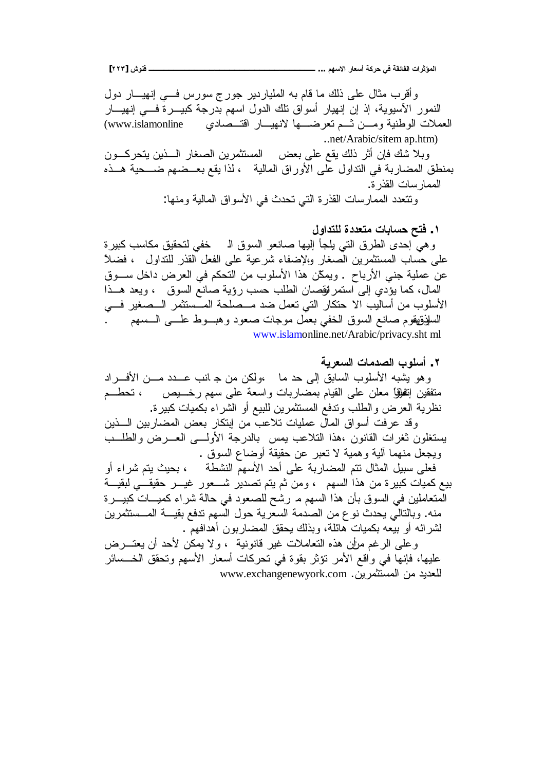وأقرب مثال على ذلك ما قام به الملياردير جورج سورس في إنهيار دول النمور الآسيوية، إذ إن إنهيار أسواق تلك الدول اسهم بدرجة كبيرة في إنهيار العملات الوطنية ومن ثم تعرضها لانهيار اقتصادي (www.islamonline ..net/Arabic/sitem ap.htm)

وبلا شك فإن أثر ذلك يقع على بعض المستثمرين الصغار الذين يتحركون بمنطق المضاربة في التداول على الأوراق المالية ، لذا يقع بعضهم ضحية هذه الممارسات القذرة.

وتتعدد الممارسات القذرة التي تحدث في الأسواق المالية ومنها:

**١. فتح حسابات متعددة للتداول**

وهي إحدى الطرق التي يلجأ إليها صانعو السوق الخفي لتحقيق مكاسب كبيرة على حساب المستثمرين الصغار ولإضفاء شرعية على الفعل القذر للتداول ، فضلاً عن عملية جني الأرباح . ويمكّن هذا الأسلوب من التحكم في العرض داخل سوق المال، كما يؤدي إلى استمرار نقصان الطلب حسب رؤية صانع السوق ، ويعد هذا الأسلوب من أساليب الاحتكار التي تعمل ضد مصلحة المستثمر الصغير في السوق، إذ يقوم صانع السوق الخفي بعمل موجات صعود وهبوط على السهم . www.islamonline.net/Arabic/privacy.sht ml

**٢. أسلوب الصدمات السعرية**

وهو يشبه الأسلوب السابق إلى حد ما ،ولكن من جانب عدد من الأفراد متفقين اتفاقاً غير معلن على القيام بمضاربات واسعة على سهم رخيص ، تحطم نظرية العرض والطلب وتدفع المستثمرين للبيع أو الشراء بكميات كبيرة.

وقد عرفت أسواق المال عمليات تلاعب من إبتكار بعض المضاربين الذين يستغلون ثغرات القانون ،هذا التلاعب يمس بالدرجة الأولى العرض والطلب ويجعل منهما آلية وهمية لا تعبر عن حقيقة أوضاع السوق .

فعلى سبيل المثال تتم المضاربة على أحد الأسهم النشطة ، بحيث يتم شراء أو بيع كميات كبيرة من هذا السهم ، ومن ثم يتم تصدير شعور غير حقيقي لبقية المتعاملين في السوق بأن هذا السهم مرشح للصعود في حالة شراء كميات كبيرة منه. وبالتالي يحدث نوع من الصدمة السعرية حول السهم تدفع بقية المستثمرين لشرائه أو بيعه بكميات هائلة، وبذلك يحقق المضاربون أهدافهم .

وعلى الرغم من أن هذه التعاملات غير قانونية ، ولا يمكن لأحد أن يعترض عليها، فإنها في واقع الأمر تؤثر بقوة في تحركات أسعار الأسهم وتحقق الخسائر للعديد من المستثمرين. www.exchangenewyork.com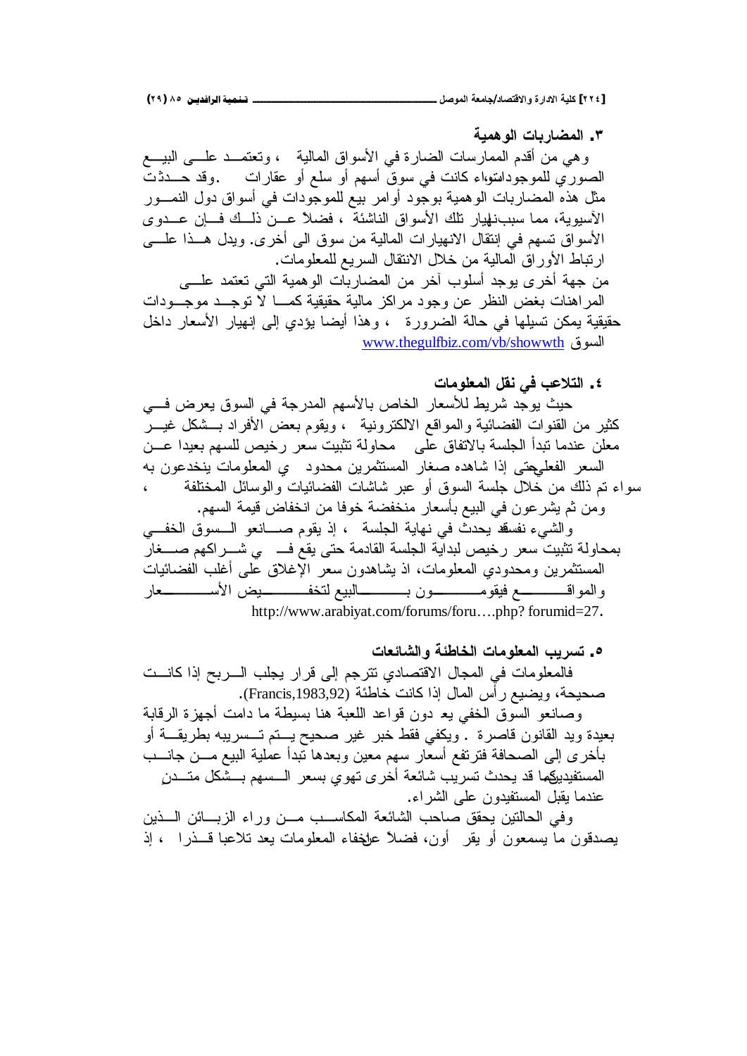### ٣. المضاربات الوهمية

وهي من أقدم الممارسات الضارة في الأسواق المالية ، وتعتمد على البيع الصوري للموجودات سواء كانت في سوق أسهم أو سلع أو عقارات .وقد حدثت مثل هذه المضاربات الوهمية بوجود أوامر بيع للموجودات في أسواق دول النمور الآسيوية، مما سبب انهيار تلك الأسواق الناشئة ، فضلاً عن ذلك فإن عدوى الأسواق تسهم في إنتقال الانهيارات المالية من سوق الى أخرى. ويدل هذا على ارتباط الأوراق المالية من خلال الانتقال السريع للمعلومات.

من جهة أخرى يوجد أسلوب آخر من المضاربات الوهمية التي تعتمد على المراهنات بغض النظر عن وجود مراكز مالية حقيقية كما لا توجد موجودات حقيقية يمكن تسيلها في حالة الضرورة ، وهذا أيضا يؤدي إلى إنهيار الأسعار داخل السوق www.thegulfbiz.com/vb/showwth

### ٤. التلاعب في نقل المعلومات

حيث يوجد شريط للأسعار الخاص بالأسهم المدرجة في السوق يعرض في كثير من القنوات الفضائية والمواقع الالكترونية ، ويقوم بعض الأفراد بشكل غير معلن عندما تبدأ الجلسة بالاتفاق على محاولة تثبيت سعر رخيص للسهم بعيدا عن السعر الفعلي حتى إذا شاهده صغار المستثمرين محدودي المعلومات ينخدعون به سواء تم ذلك من خلال جلسة السوق أو عبر شاشات الفضائيات والوسائل المختلفة ، ومن ثم يشرعون في البيع بأسعار منخفضة خوفا من انخفاض قيمة السهم.

والشيء نفسه قد يحدث في نهاية الجلسة ، إذ يقوم صانعو السوق الخفي بمحاولة تثبيت سعر رخيص لبداية الجلسة القادمة حتى يقع في شراكهم صغار المستثمرين ومحدودي المعلومات، اذ يشاهدون سعر الإغلاق على أغلب الفضائيات والمواقع فيقومون بالبيع لتخفيض الأسعار http://www.arabiyat.com/forums/foru....php? forumid=27.

### ٥. تسريب المعلومات الخاطئة والشائعات

فالمعلومات في المجال الاقتصادي تترجم إلى قرار يجلب الربح إذا كانت صحيحة، ويضيع رأس المال إذا كانت خاطئة (Francis,1983,92).

وصانعو السوق الخفي يعدون قواعد اللعبة هنا بسيطة ما دامت أجهزة الرقابة بعيدة ويد القانون قاصرة . ويكفي فقط خبر غير صحيح يتم تسريبه بطريقة أو بأخرى إلى الصحافة فترتفع أسعار سهم معين وبعدها تبدأ عملية البيع من جانب المستفيدين،كما قد يحدث تسريب شائعة أخرى تهوي بسعر السهم بشكل متدنٍ عندما يقبل المستفيدون على الشراء.

وفي الحالتين يحقق صاحب الشائعة المكاسب من وراء الزبائن الذين يصدقون ما يسمعون أو يقرأون، فضلاً عن إخفاء المعلومات يعد تلاعبا قذرا ، إذ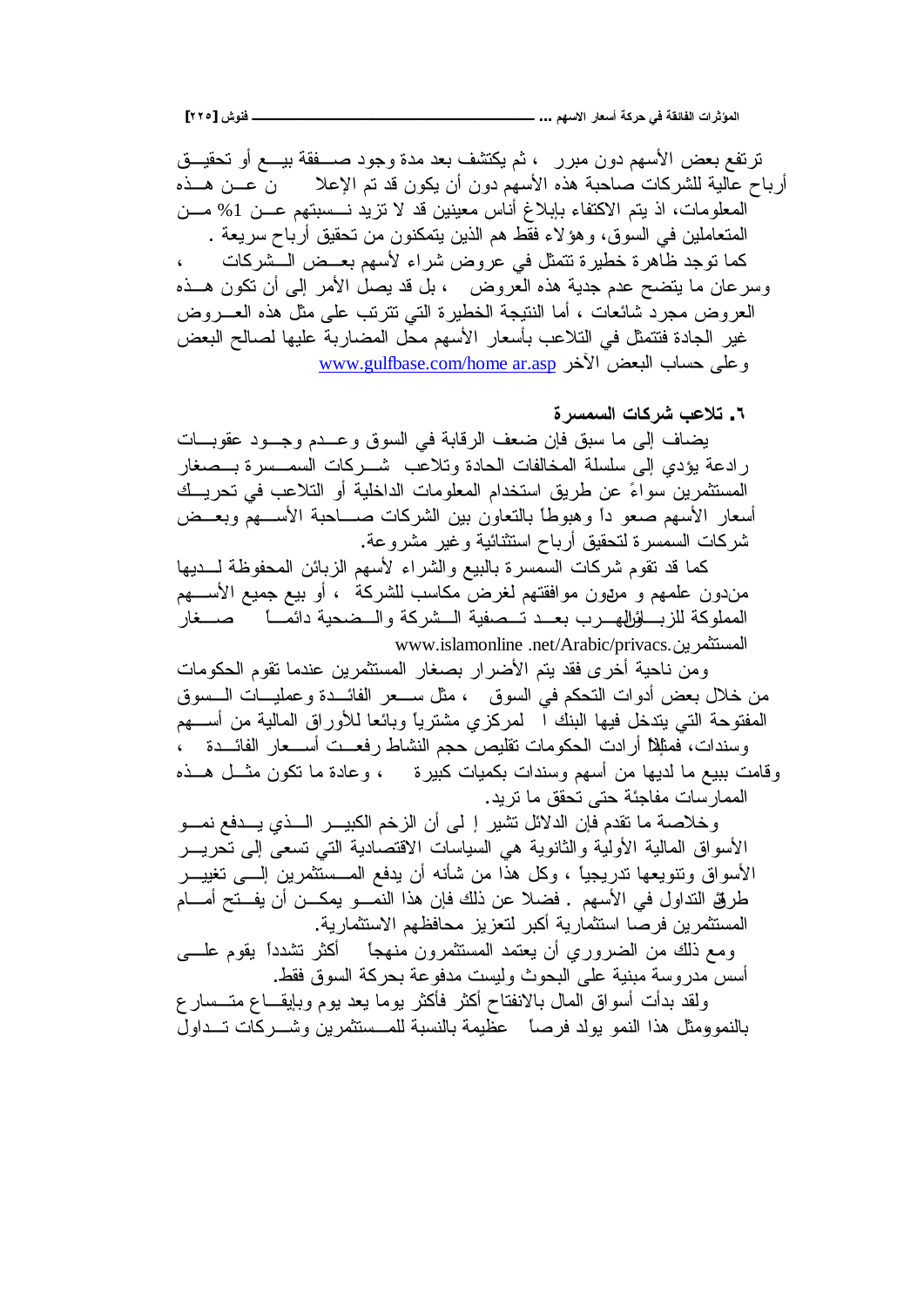ترتفع بعض الأسهم دون مبرر ، ثم يكتشف بعد مدة وجود صفقة بيع أو تحقيق أرباح عالية للشركات صاحبة هذه الأسهم دون أن يكون قد تم الإعلان عن هذه المعلومات، اذ يتم الاكتفاء بإبلاغ أناس معينين قد لا تزيد نسبتهم عن 1% من المتعاملين في السوق، وهؤلاء فقط هم الذين يتمكنون من تحقيق أرباح سريعة .

كما توجد ظاهرة خطيرة تتمثل في عروض شراء لأسهم بعض الشركات ، وسرعان ما يتضح عدم جدية هذه العروض ، بل قد يصل الأمر إلى أن تكون هذه العروض مجرد شائعات ، أما النتيجة الخطيرة التي تترتب على مثل هذه العروض غير الجادة فتتمثل في التلاعب بأسعار الأسهم محل المضاربة عليها لصالح البعض وعلى حساب البعض الآخر www.gulfbase.com/home ar.asp

**٦. تلاعب شركات السمسرة**

يضاف إلى ما سبق فإن ضعف الرقابة في السوق وعدم وجود عقوبات رادعة يؤدي إلى سلسلة المخالفات الحادة وتلاعب شركات السمسرة بصغار المستثمرين سواءً عن طريق استخدام المعلومات الداخلية أو التلاعب في تحريك أسعار الأسهم صعوداً وهبوطاً بالتعاون بين الشركات صاحبة الأسهم وبعض شركات السمسرة لتحقيق أرباح استثنائية وغير مشروعة.

كما قد تقوم شركات السمسرة بالبيع والشراء لأسهم الزبائن المحفوظة لديها من دون علمهم و من دون موافقتهم لغرض مكاسب للشركة ، أو بيع جميع الأسهم المملوكة للزبائن والهرب بعد تصفية الشركة والضحية دائماً صغار المستثمرين.www.islamonline .net/Arabic/privacs

ومن ناحية أخرى فقد يتم الأضرار بصغار المستثمرين عندما تقوم الحكومات من خلال بعض أدوات التحكم في السوق ، مثل سعر الفائدة وعمليات السوق المفتوحة التي يتدخل فيها البنك ا لمركزي مشترياً وبائعا للأوراق المالية من أسهم وسندات، فمثلاً أرادت الحكومات تقليص حجم النشاط رفعت أسعار الفائدة ، وقامت ببيع ما لديها من أسهم وسندات بكميات كبيرة ، وعادة ما تكون مثل هذه الممارسات مفاجئة حتى تحقق ما تريد.

وخلاصة ما تقدم فإن الدلائل تشير إ لى أن الزخم الكبير الذي يدفع نمو الأسواق المالية الأولية والثانوية هي السياسات الاقتصادية التي تسعى إلى تحرير الأسواق وتنويعها تدريجياً ، وكل هذا من شأنه أن يدفع المستثمرين إلى تغيير طرق التداول في الأسهم . فضلا عن ذلك فإن هذا النمو يمكن أن يفتح أمام المستثمرين فرصاً استثمارية أكبر لتعزيز محافظهم الاستثمارية.

ومع ذلك من الضروري أن يعتمد المستثمرون منهجاً أكثر تشدداً يقوم على أسس مدروسة مبنية على البحوث وليست مدفوعة بحركة السوق فقط.

ولقد بدأت أسواق المال بالانفتاح أكثر فأكثر يوما بعد يوم وبإيقاع متسارع بالنمو ومثل هذا النمو يولد فرصاً عظيمة بالنسبة للمستثمرين وشركات تداول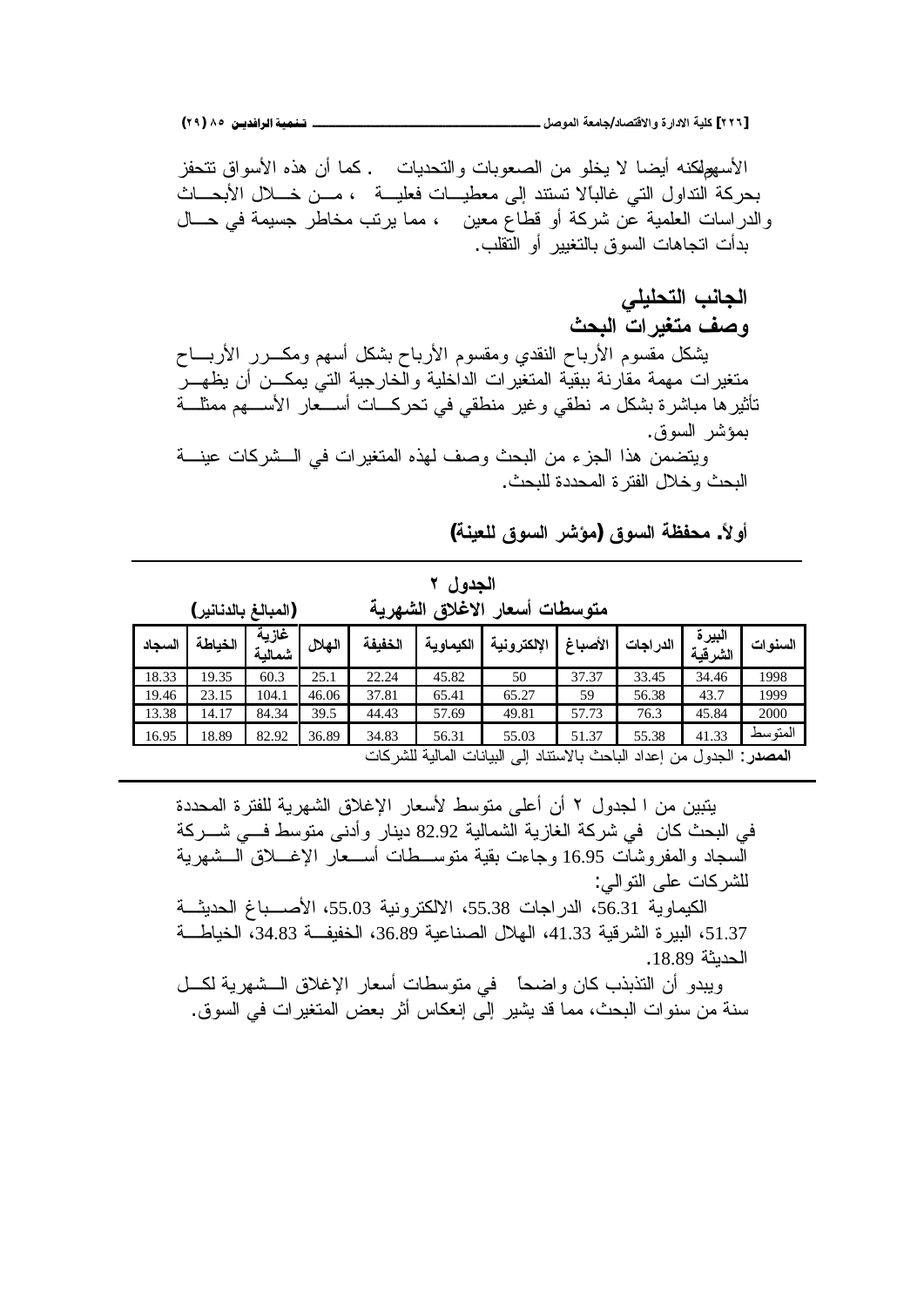الأسهم لكنه أيضا لا يخلو من الصعوبات والتحديات . كما أن هذه الأسواق تتحفز بحركة التداول التي غالبًا لا تستند إلى معطيات فعلية ، من خلال الأبحاث والدراسات العلمية عن شركة أو قطاع معين ، مما يرتب مخاطر جسيمة في حال بدأت اتجاهات السوق بالتغيير أو التقلب.

## الجانب التحليلي

## وصف متغيرات البحث

يشكل مقسوم الأرباح النقدي ومقسوم الأرباح بشكل أسهم ومكرر الأرباح متغيرات مهمة مقارنة ببقية المتغيرات الداخلية والخارجية التي يمكن أن يظهر تأثيرها مباشرة بشكل م نطقي وغير منطقي في تحركات أسعار الأسهم ممثلة بمؤشر السوق.

ويتضمن هذا الجزء من البحث وصف لهذه المتغيرات في الشركات عينة البحث وخلال الفترة المحددة للبحث.

### أولاً. محفظة السوق (مؤشر السوق للعينة)

**الجدول ٢**

**متوسطات أسعار الاغلاق الشهرية (المبالغ بالدنانير)**

| السنوات | البيرة الشرقية | الدراجات | الأصباغ | الإلكترونية | الكيماوية | الخفيفة | الهلال | غازية شمالية | الخياطة | السجاد |
|---|---|---|---|---|---|---|---|---|---|---|
| 1998 | 34.46 | 33.45 | 37.37 | 50 | 45.82 | 22.24 | 25.1 | 60.3 | 19.35 | 18.33 |
| 1999 | 43.7 | 56.38 | 59 | 65.27 | 65.41 | 37.81 | 46.06 | 104.1 | 23.15 | 19.46 |
| 2000 | 45.84 | 76.3 | 57.73 | 49.81 | 57.69 | 44.43 | 39.5 | 84.34 | 14.17 | 13.38 |
| المتوسط | 41.33 | 55.38 | 51.37 | 55.03 | 56.31 | 34.83 | 36.89 | 82.92 | 18.89 | 16.95 |

**المصدر**: الجدول من إعداد الباحث بالاستناد إلى البيانات المالية للشركات

يتبين من ا لجدول ٢ أن أعلى متوسط لأسعار الإغلاق الشهرية للفترة المحددة في البحث كان في شركة الغازية الشمالية 82.92 دينار وأدنى متوسط في شركة السجاد والمفروشات 16.95 وجاءت بقية متوسطات أسعار الإغلاق الشهرية للشركات على التوالي:

الكيماوية 56.31، الدراجات 55.38، الالكترونية 55.03، الأصباغ الحديثة 51.37، البيرة الشرقية 41.33، الهلال الصناعية 36.89، الخفيفة 34.83، الخياطة الحديثة 18.89.

ويبدو أن التذبذب كان واضحاً في متوسطات أسعار الإغلاق الشهرية لكل سنة من سنوات البحث، مما قد يشير إلى إنعكاس أثر بعض المتغيرات في السوق.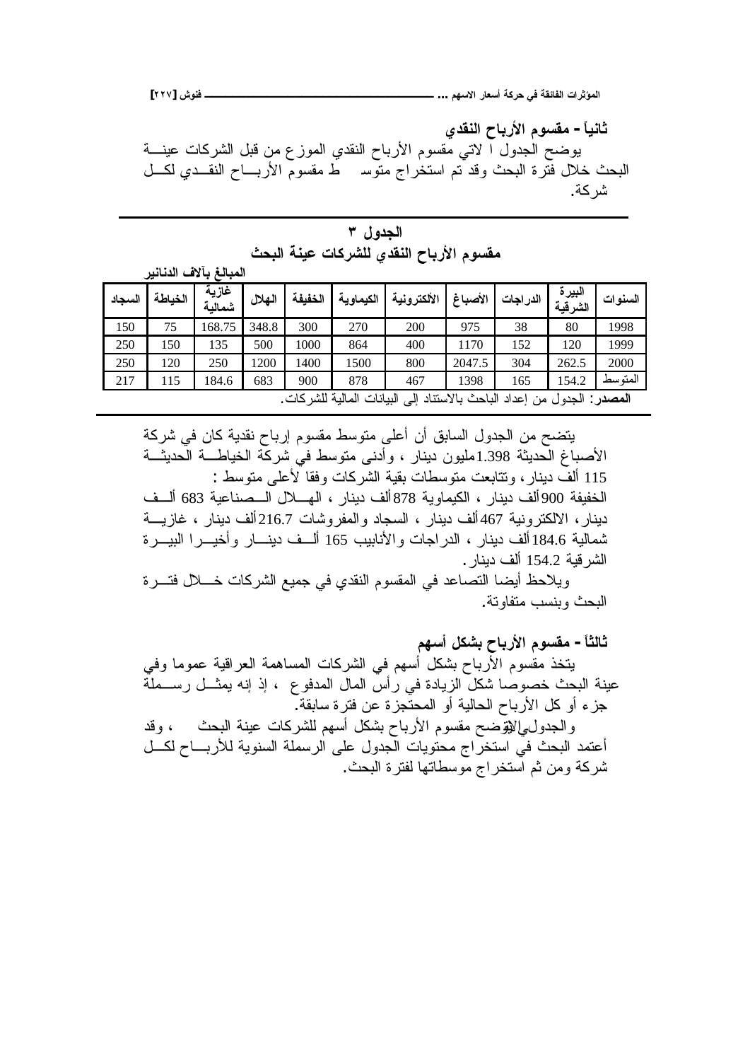**ثانياً - مقسوم الأرباح النقدي**

يوضح الجدول ا لاتي مقسوم الأرباح النقدي الموزع من قبل الشركات عينة البحث خلال فترة البحث وقد تم استخراج متوسط مقسوم الأرباح النقدي لكل شركة.

**الجدول ٣**

**مقسوم الأرباح النقدي للشركات عينة البحث**

**المبالغ بآلاف الدنانير**

| السجاد | الخياطة | غازية شمالية | الهلال | الخفيفة | الكيماوية | الألكترونية | الأصباغ | الدراجات | البيرة الشرقية | السنوات |
|---|---|---|---|---|---|---|---|---|---|---|
| 150 | 75 | 168.75 | 348.8 | 300 | 270 | 200 | 975 | 38 | 80 | 1998 |
| 250 | 150 | 135 | 500 | 1000 | 864 | 400 | 1170 | 152 | 120 | 1999 |
| 250 | 120 | 250 | 1200 | 1400 | 1500 | 800 | 2047.5 | 304 | 262.5 | 2000 |
| 217 | 115 | 184.6 | 683 | 900 | 878 | 467 | 1398 | 165 | 154.2 | المتوسط |

**المصدر**: الجدول من إعداد الباحث بالاستناد إلى البيانات المالية للشركات.

يتضح من الجدول السابق أن أعلى متوسط مقسوم إرباح نقدية كان في شركة الأصباغ الحديثة 1.398مليون دينار ، وأدنى متوسط في شركة الخياطة الحديثة 115 ألف دينار، وتتابعت متوسطات بقية الشركات وفقا لأعلى متوسط : الخفيفة 900ألف دينار ، الكيماوية 878ألف دينار ، الهلال الصناعية 683 ألف دينار، الالكترونية 467ألف دينار ، السجاد والمفروشات 216.7ألف دينار ، غازية شمالية 184.6ألف دينار ، الدراجات والأنابيب 165 ألف دينار وأخيرا البيرة الشرقية 154.2 ألف دينار.

ويلاحظ أيضا التصاعد في المقسوم النقدي في جميع الشركات خلال فترة البحث وبنسب متفاوتة.

**ثالثاً - مقسوم الأرباح بشكل أسهم**

يتخذ مقسوم الأرباح بشكل أسهم في الشركات المساهمة العراقية عموما وفي عينة البحث خصوصا شكل الزيادة في رأس المال المدفوع ، إذ إنه يمثل رسملة جزء أو كل الأرباح الحالية أو المحتجزة عن فترة سابقة.

والجدول ي الإيوضح مقسوم الأرباح بشكل أسهم للشركات عينة البحث ، وقد أعتمد البحث في استخراج محتويات الجدول على الرسملة السنوية للأرباح لكل شركة ومن ثم استخراج موسطاتها لفترة البحث.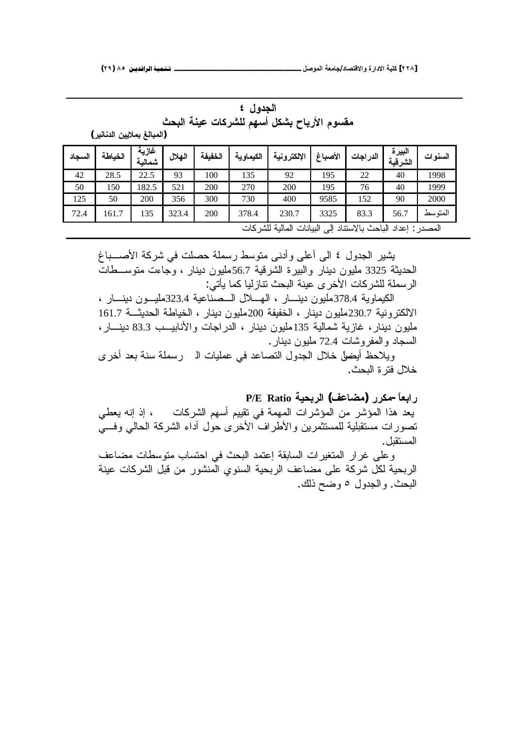**الجدول ٤**

**مقسوم الأرباح بشكل أسهم للشركات عينة البحث**

**(المبالغ بملايين الدنانير)**

| السنوات | البيرة الشرقية | الدراجات | الأصباغ | الإلكترونية | الكيماوية | الخفيفة | الهلال | غازية شمالية | الخياطة | السجاد |
|---|---|---|---|---|---|---|---|---|---|---|
| 1998 | 40 | 22 | 195 | 92 | 135 | 100 | 93 | 22.5 | 28.5 | 42 |
| 1999 | 40 | 76 | 195 | 200 | 270 | 200 | 521 | 182.5 | 150 | 50 |
| 2000 | 90 | 152 | 9585 | 400 | 730 | 300 | 356 | 200 | 50 | 125 |
| المتوسط | 56.7 | 83.3 | 3325 | 230.7 | 378.4 | 200 | 323.4 | 135 | 161.7 | 72.4 |

المصدر: إعداد الباحث بالاستناد إلى البيانات المالية للشركات

يشير الجدول ٤ الى أعلى وأدنى متوسط رسملة حصلت في شركة الأصباغ الحديثة 3325 مليون دينار والبيرة الشرقية 56.7مليون دينار ، وجاءت متوسطات الرسملة للشركات الأخرى عينة البحث تنازليا كما يأتي:

الكيماوية 378.4مليون دينار ، الهلال الصناعية 323.4مليون دينار ، الالكترونية 230.7مليون دينار ، الخفيفة 200مليون دينار ، الخياطة الحديثة 161.7 مليون دينار، غازية شمالية 135مليون دينار ، الدراجات والأنابيب 83.3 دينار، السجاد والمفروشات 72.4 مليون دينار.

ويلاحظ أيضاً خلال الجدول التصاعد في عمليات الرسملة سنة بعد أخرى خلال فترة البحث.

### رابعاً -مكرر (مضاعف) الربحية P/E Ratio

يعد هذا المؤشر من المؤشرات المهمة في تقييم أسهم الشركات ، إذ إنه يعطي تصورات مستقبلية للمستثمرين والأطراف الأخرى حول أداء الشركة الحالي وفي المستقبل.

وعلى غرار المتغيرات السابقة إعتمد البحث في احتساب متوسطات مضاعف الربحية لكل شركة على مضاعف الربحية السنوي المنشور من قبل الشركات عينة البحث. والجدول ٥ وضح ذلك.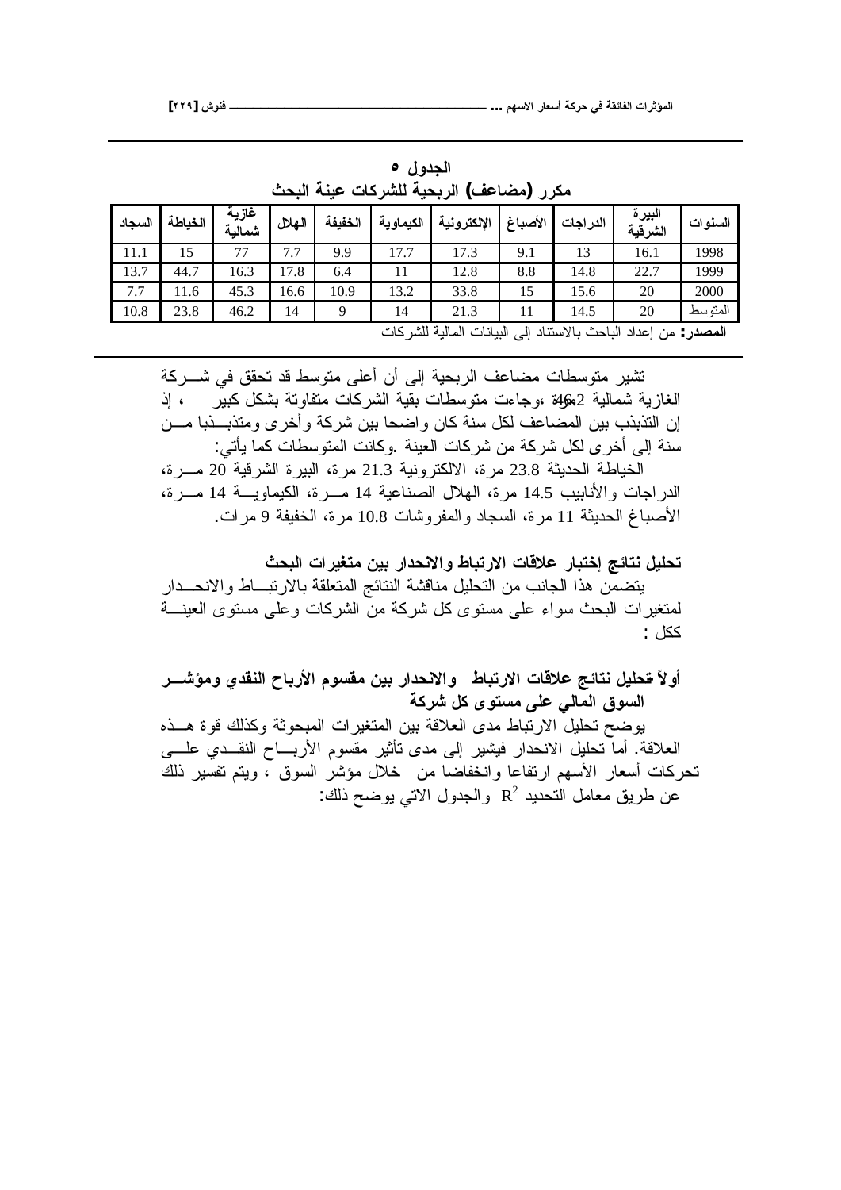**الجدول ٥**

**مكرر (مضاعف) الربحية للشركات عينة البحث**

| السنوات | البيرة الشرقية | الدراجات | الأصباغ | الإلكترونية | الكيماوية | الخفيفة | الهلال | غازية شمالية | الخياطة | السجاد |
|---|---|---|---|---|---|---|---|---|---|---|
| 1998 | 16.1 | 13 | 9.1 | 17.3 | 17.7 | 9.9 | 7.7 | 77 | 15 | 11.1 |
| 1999 | 22.7 | 14.8 | 8.8 | 12.8 | 11 | 6.4 | 17.8 | 16.3 | 44.7 | 13.7 |
| 2000 | 20 | 15.6 | 15 | 33.8 | 13.2 | 10.9 | 16.6 | 45.3 | 11.6 | 7.7 |
| المتوسط | 20 | 14.5 | 11 | 21.3 | 14 | 9 | 14 | 46.2 | 23.8 | 10.8 |

**المصدر:** من إعداد الباحث بالاستناد إلى البيانات المالية للشركات

تشير متوسطات مضاعف الربحية إلى أن أعلى متوسط قد تحقق في شركة الغازية شمالية 46.2 مرة ،وجاءت متوسطات بقية الشركات متفاوتة بشكل كبير ، إذ إن التذبذب بين المضاعف لكل سنة كان واضحا بين شركة وأخرى ومتذبذبا من سنة إلى أخرى لكل شركة من شركات العينة .وكانت المتوسطات كما يأتي:

الخياطة الحديثة 23.8 مرة، الالكترونية 21.3 مرة، البيرة الشرقية 20 مرة، الدراجات والأنابيب 14.5 مرة، الهلال الصناعية 14 مرة، الكيماوية 14 مرة، الأصباغ الحديثة 11 مرة، السجاد والمفروشات 10.8 مرة، الخفيفة 9 مرات.

## تحليل نتائج إختبار علاقات الارتباط والانحدار بين متغيرات البحث

يتضمن هذا الجانب من التحليل مناقشة النتائج المتعلقة بالارتباط والانحدار لمتغيرات البحث سواء على مستوى كل شركة من الشركات وعلى مستوى العينة ككل :

### أولاً :تحليل نتائج علاقات الارتباط والانحدار بين مقسوم الأرباح النقدي ومؤشر السوق المالي على مستوى كل شركة

يوضح تحليل الارتباط مدى العلاقة بين المتغيرات المبحوثة وكذلك قوة هذه العلاقة. أما تحليل الانحدار فيشير إلى مدى تأثير مقسوم الأرباح النقدي على تحركات أسعار الأسهم ارتفاعا وانخفاضا من خلال مؤشر السوق ، ويتم تفسير ذلك عن طريق معامل التحديد $R^2$ والجدول الاتي يوضح ذلك: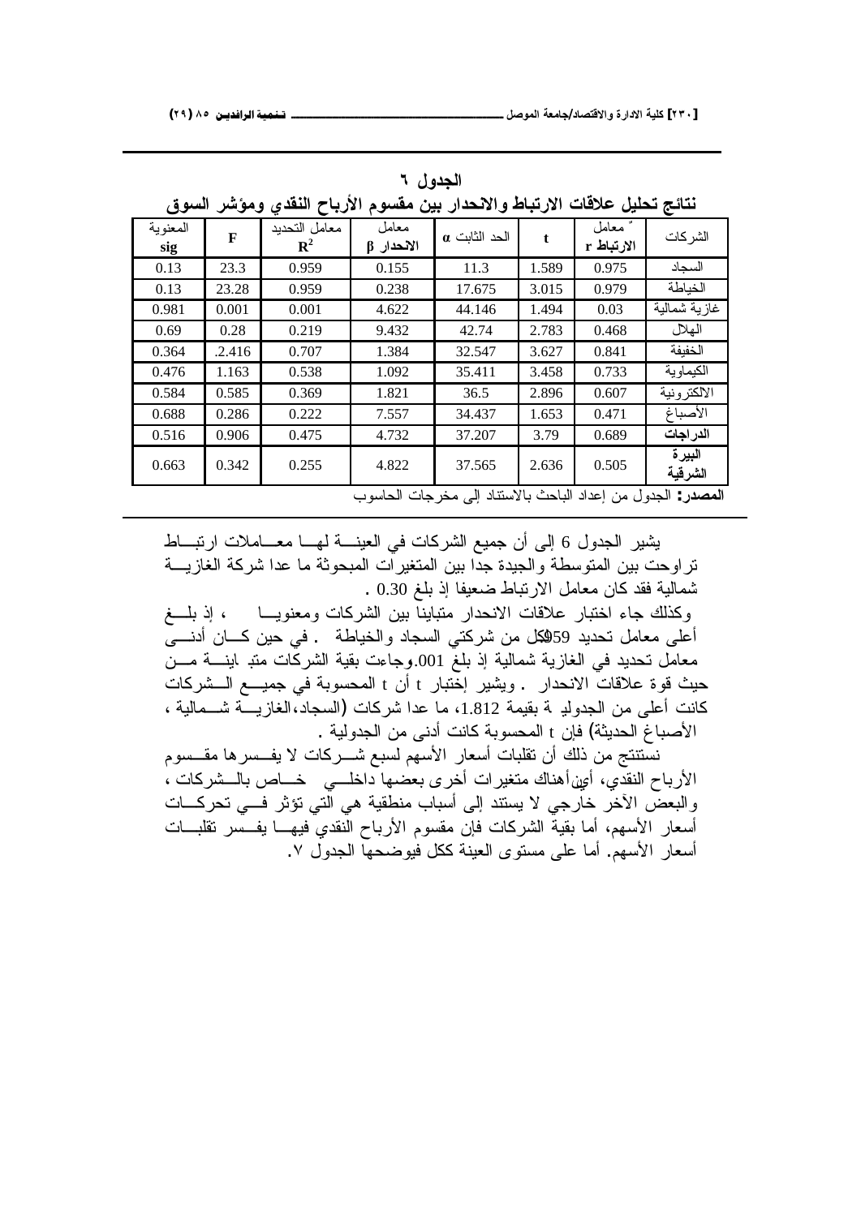**الجدول ٦**

**نتائج تحليل علاقات الارتباط والانحدار بين مقسوم الأرباح النقدي ومؤشر السوق**

| الشركات | معامل الارتباط r | t | الحد الثابت α | معامل الانحدار β | معامل التحديد $R^2$ | F | المعنوية sig |
|---|---|---|---|---|---|---|---|
| السجاد | 0.975 | 1.589 | 11.3 | 0.155 | 0.959 | 23.3 | 0.13 |
| الخياطة | 0.979 | 3.015 | 17.675 | 0.238 | 0.959 | 23.28 | 0.13 |
| غازية شمالية | 0.03 | 1.494 | 44.146 | 4.622 | 0.001 | 0.001 | 0.981 |
| الهلال | 0.468 | 2.783 | 42.74 | 9.432 | 0.219 | 0.28 | 0.69 |
| الخفيفة | 0.841 | 3.627 | 32.547 | 1.384 | 0.707 | .2.416 | 0.364 |
| الكيماوية | 0.733 | 3.458 | 35.411 | 1.092 | 0.538 | 1.163 | 0.476 |
| الالكترونية | 0.607 | 2.896 | 36.5 | 1.821 | 0.369 | 0.585 | 0.584 |
| الأصباغ | 0.471 | 1.653 | 34.437 | 7.557 | 0.222 | 0.286 | 0.688 |
| **الدراجات** | 0.689 | 3.79 | 37.207 | 4.732 | 0.475 | 0.906 | 0.516 |
| **البيرة الشرقية** | 0.505 | 2.636 | 37.565 | 4.822 | 0.255 | 0.342 | 0.663 |

**المصدر:** الجدول من إعداد الباحث بالاستناد إلى مخرجات الحاسوب

يشير الجدول 6 إلى أن جميع الشركات في العينة لها معاملات ارتباط تراوحت بين المتوسطة والجيدة جدا بين المتغيرات المبحوثة ما عدا شركة الغازية شمالية فقد كان معامل الارتباط ضعيفا إذ بلغ 0.30 .

وكذلك جاء اختبار علاقات الانحدار متباينا بين الشركات ومعنويا ، إذ بلغ أعلى معامل تحديد 959لكل من شركتي السجاد والخياطة . في حين كان أدنى معامل تحديد في الغازية شمالية إذ بلغ 001.وجاءت بقية الشركات متباينة من حيث قوة علاقات الانحدار . ويشير إختبار t أن t المحسوبة في جميع الشركات كانت أعلى من الجدولية بقيمة 1.812، ما عدا شركات (السجاد،الغازية شمالية ، الأصباغ الحديثة) فإن t المحسوبة كانت أدنى من الجدولية .

نستنتج من ذلك أن تقلبات أسعار الأسهم لسبع شركات لا يفسرها مقسوم الأرباح النقدي، أي أن هناك متغيرات أخرى بعضها داخلي خاص بالشركات ، والبعض الآخر خارجي لا يستند إلى أسباب منطقية هي التي تؤثر في تحركات أسعار الأسهم، أما بقية الشركات فإن مقسوم الأرباح النقدي فيها يفسر تقلبات أسعار الأسهم. أما على مستوى العينة ككل فيوضحها الجدول ٧.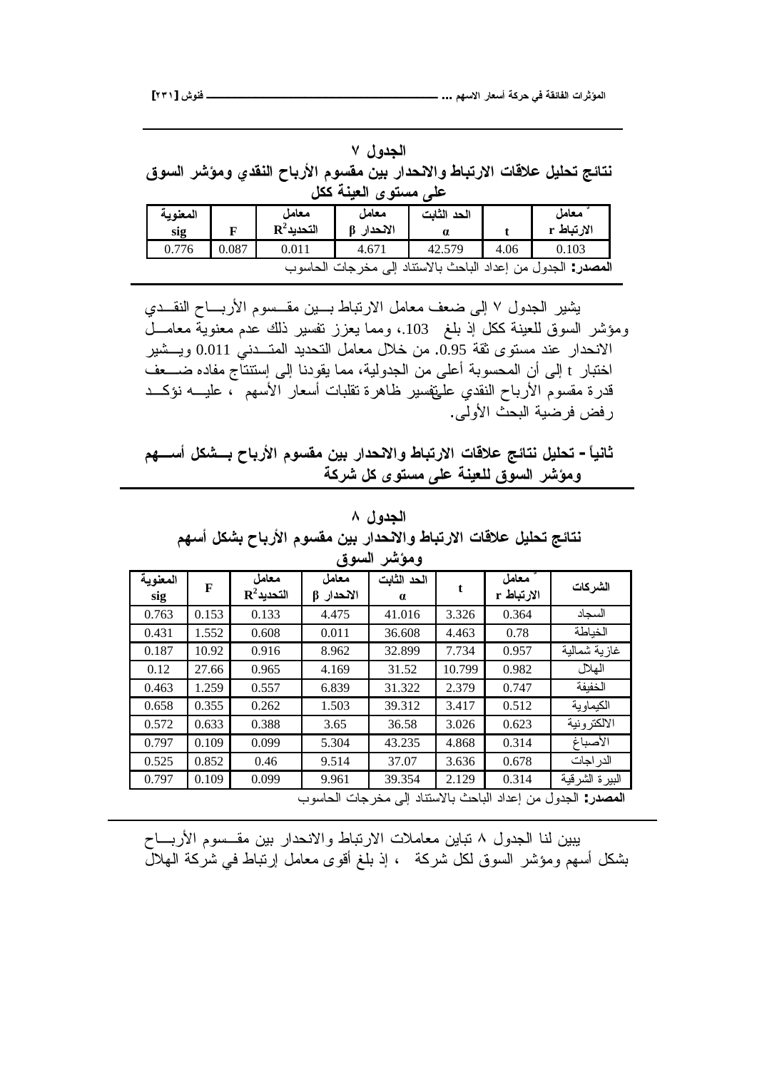**الجدول ٧**

**نتائج تحليل علاقات الارتباط والانحدار بين مقسوم الأرباح النقدي ومؤشر السوق على مستوى العينة ككل**

| المعنوية sig | F | معامل التحديد $R^2$ | معامل الانحدار β | الحد الثابت α | t | معامل الارتباط r |
|---|---|---|---|---|---|---|
| 0.776 | 0.087 | 0.011 | 4.671 | 42.579 | 4.06 | 0.103 |

**المصدر:** الجدول من إعداد الباحث بالاستناد إلى مخرجات الحاسوب

يشير الجدول ٧ إلى ضعف معامل الارتباط بين مقسوم الأرباح النقدي ومؤشر السوق للعينة ككل إذ بلغ .103، ومما يعزز تفسير ذلك عدم معنوية معامل الانحدار عند مستوى ثقة 0.95. من خلال معامل التحديد المتدني 0.011 ويشير اختبار t إلى أن المحسوبة أعلى من الجدولية، مما يقودنا إلى إستنتاج مفاده ضعف قدرة مقسوم الأرباح النقدي علىتفسير ظاهرة تقلبات أسعار الأسهم ، عليه نؤكد رفض فرضية البحث الأولى.

**ثانياً - تحليل نتائج علاقات الارتباط والانحدار بين مقسوم الأرباح بشكل أسهم ومؤشر السوق للعينة على مستوى كل شركة**

**الجدول ٨**

**نتائج تحليل علاقات الارتباط والانحدار بين مقسوم الأرباح بشكل أسهم ومؤشر السوق**

| المعنوية sig | F | معامل التحديد $R^2$ | معامل الانحدار β | الحد الثابت α | t | معامل الارتباط r | الشركات |
|---|---|---|---|---|---|---|---|
| 0.763 | 0.153 | 0.133 | 4.475 | 41.016 | 3.326 | 0.364 | السجاد |
| 0.431 | 1.552 | 0.608 | 0.011 | 36.608 | 4.463 | 0.78 | الخياطة |
| 0.187 | 10.92 | 0.916 | 8.962 | 32.899 | 7.734 | 0.957 | غازية شمالية |
| 0.12 | 27.66 | 0.965 | 4.169 | 31.52 | 10.799 | 0.982 | الهلال |
| 0.463 | 1.259 | 0.557 | 6.839 | 31.322 | 2.379 | 0.747 | الخفيفة |
| 0.658 | 0.355 | 0.262 | 1.503 | 39.312 | 3.417 | 0.512 | الكيماوية |
| 0.572 | 0.633 | 0.388 | 3.65 | 36.58 | 3.026 | 0.623 | الالكترونية |
| 0.797 | 0.109 | 0.099 | 5.304 | 43.235 | 4.868 | 0.314 | الأصباغ |
| 0.525 | 0.852 | 0.46 | 9.514 | 37.07 | 3.636 | 0.678 | الدراجات |
| 0.797 | 0.109 | 0.099 | 9.961 | 39.354 | 2.129 | 0.314 | البيرة الشرقية |

**المصدر:** الجدول من إعداد الباحث بالاستناد إلى مخرجات الحاسوب

يبين لنا الجدول ٨ تباين معاملات الارتباط والانحدار بين مقسوم الأرباح بشكل أسهم ومؤشر السوق لكل شركة ، إذ بلغ أقوى معامل إرتباط في شركة الهلال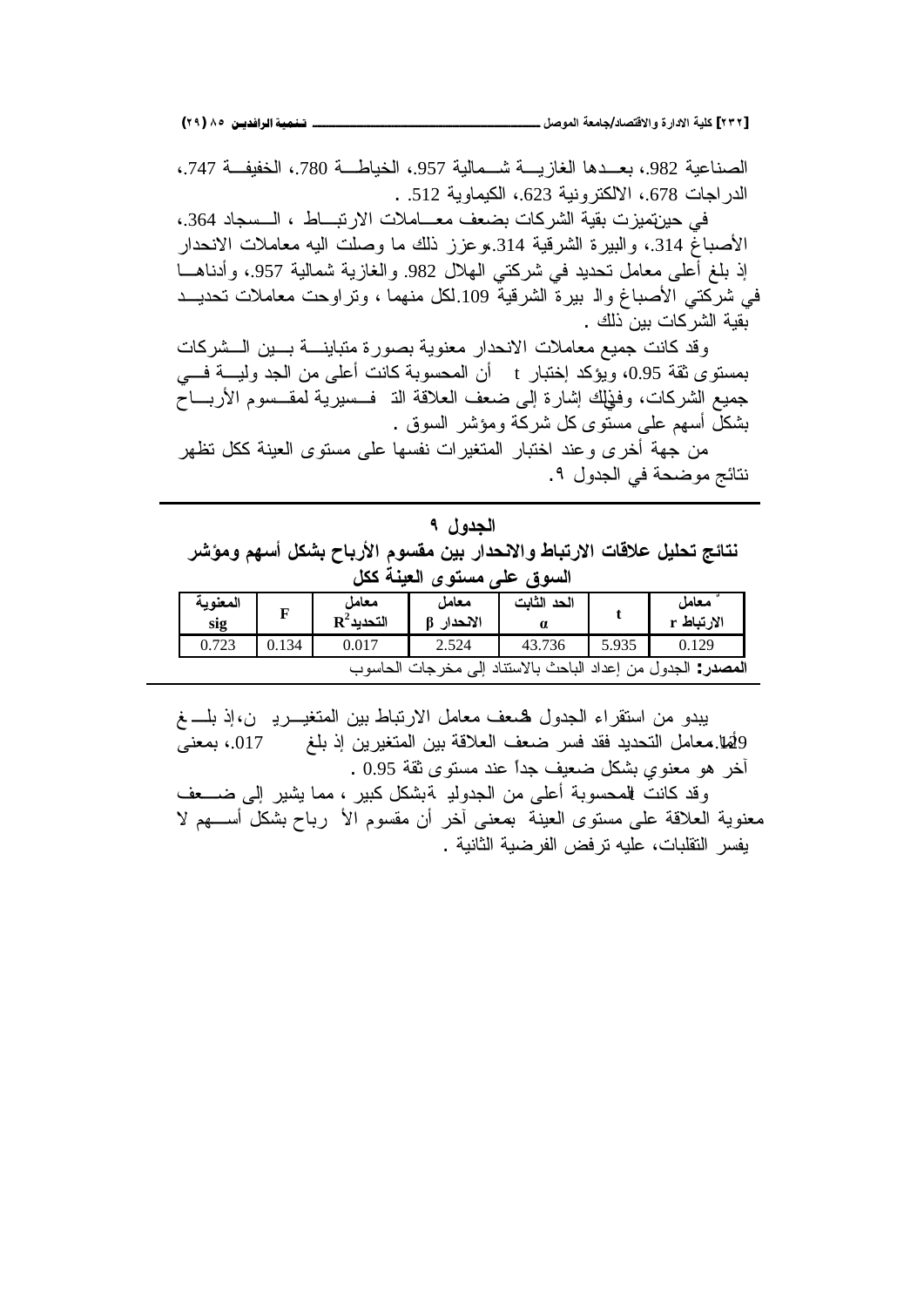الصناعية 982.، بعـدها الغازيـة شـمالية 957.، الخياطـة 780.، الخفيفـة 747.، الدراجات 678.، الالكترونية 623.، الكيماوية 512. .

في حينتميزت بقية الشركات بضعف معـاملات الارتبـاط ، السـجاد 364.، الأصباغ 314.، والبيرة الشرقية 314.،وعزز ذلك ما وصلت اليه معاملات الانحدار إذ بلغ أعلى معامل تحديد في شركتي الهلال 982. والغازية شمالية 957.، وأدناهـا في شركتي الأصباغ والـ بيرة الشرقية 109.لكل منهما ، وتراوحت معاملات تحديـد بقية الشركات بين ذلك .

وقد كانت جميع معاملات الانحدار معنوية بصورة متباينـة بـين الـشركات بمستوى ثقة 0.95، ويؤكد إختبار t أن المحسوبة كانت أعلى من الجد وليـة فـي جميع الشركات، وفيذلك إشارة إلى ضعف العلاقة الت فـسيرية لمقـسوم الأربـاح بشكل أسهم على مستوى كل شركة ومؤشر السوق .

من جهة أخرى وعند اختبار المتغيرات نفسها على مستوى العينة ككل تظهر نتائج موضحة في الجدول ٩.

**الجدول ٩**

**نتائج تحليل علاقات الارتباط والانحدار بين مقسوم الأرباح بشكل أسهم ومؤشر السوق على مستوى العينة ككل**

| معامل الارتباط r | t | الحد الثابت α | معامل الانحدار β | معامل التحديد $R^2$ | F | المعنوية sig |
|---|---|---|---|---|---|---|
| 0.129 | 5.935 | 43.736 | 2.524 | 0.017 | 0.134 | 0.723 |

**المصدر:** الجدول من إعداد الباحث بالاستناد إلى مخرجات الحاسوب

يبدو من استقراء الجدول ضعف معامل الارتباط بين المتغيـري ن،إذ بلـغ 129.أما معامل التحديد فقد فسر ضعف العلاقة بين المتغيرين إذ بلغ 017.، بمعنى آخر هو معنوي بشكل ضعيف جداً عند مستوى ثقة 0.95 .

وقد كانت المحسوبة أعلى من الجدولية بشكل كبير ، مما يشير إلى ضـعف معنوية العلاقة على مستوى العينة بمعنى آخر أن مقسوم الأ رباح بشكل أسـهم لا يفسر التقلبات، عليه ترفض الفرضية الثانية .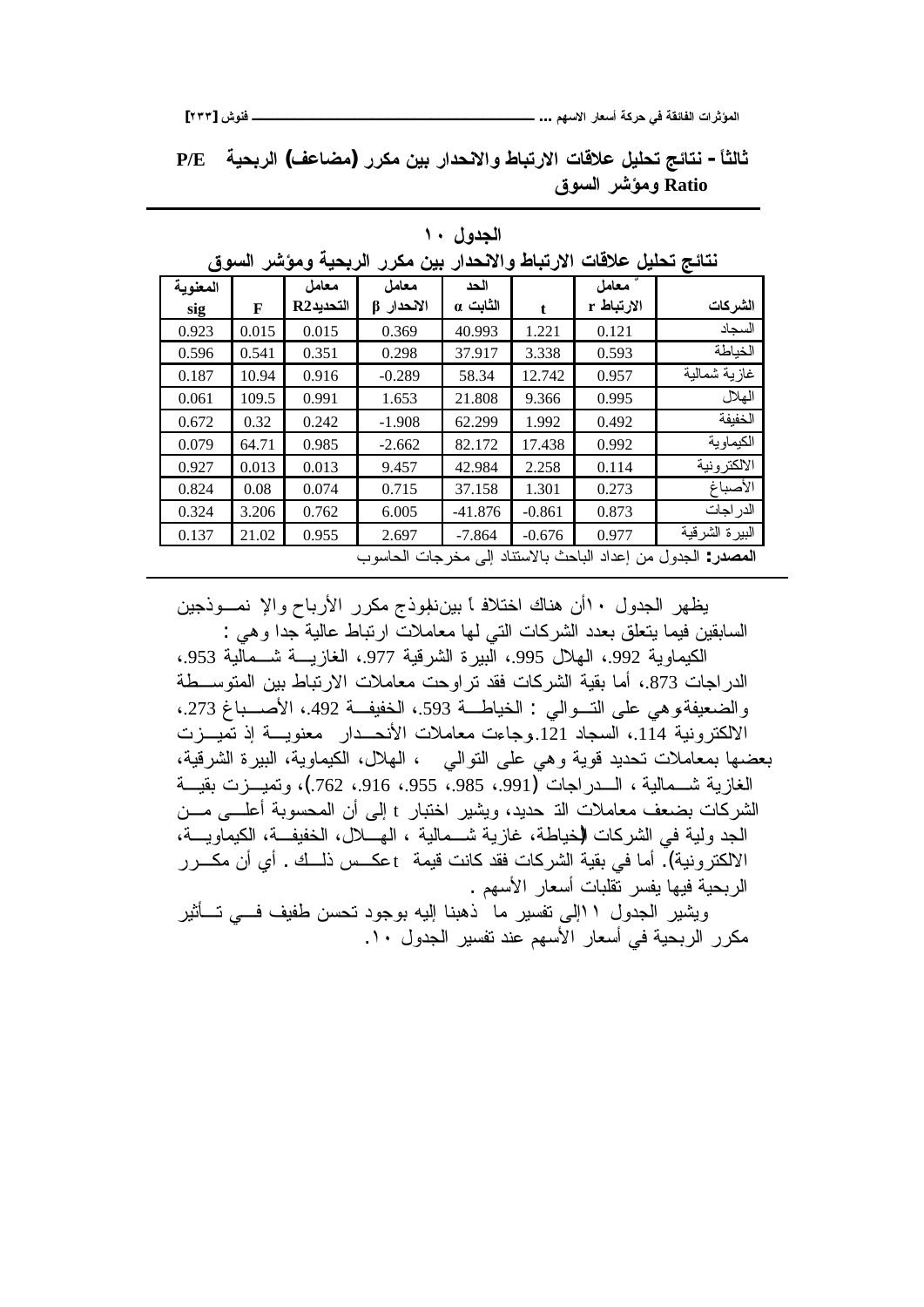### ثالثاً - نتائج تحليل علاقات الارتباط والانحدار بين مكرر (مضاعف) الربحية P/E Ratio ومؤشر السوق

**الجدول ١٠**

**نتائج تحليل علاقات الارتباط والانحدار بين مكرر الربحية ومؤشر السوق**

| الشركات | معامل الارتباط r | t | الحد الثابت α | معامل الانحدار β | معامل التحديد $R^2$ | F | المعنوية sig |
|---|---|---|---|---|---|---|---|
| السجاد | 0.121 | 1.221 | 40.993 | 0.369 | 0.015 | 0.015 | 0.923 |
| الخياطة | 0.593 | 3.338 | 37.917 | 0.298 | 0.351 | 0.541 | 0.596 |
| غازية شمالية | 0.957 | 12.742 | 58.34 | -0.289 | 0.916 | 10.94 | 0.187 |
| الهلال | 0.995 | 9.366 | 21.808 | 1.653 | 0.991 | 109.5 | 0.061 |
| الخفيفة | 0.492 | 1.992 | 62.299 | -1.908 | 0.242 | 0.32 | 0.672 |
| الكيماوية | 0.992 | 17.438 | 82.172 | -2.662 | 0.985 | 64.71 | 0.079 |
| الالكترونية | 0.114 | 2.258 | 42.984 | 9.457 | 0.013 | 0.013 | 0.927 |
| الأصباغ | 0.273 | 1.301 | 37.158 | 0.715 | 0.074 | 0.08 | 0.824 |
| الدراجات | 0.873 | -0.861 | -41.876 | 6.005 | 0.762 | 3.206 | 0.324 |
| البيرة الشرقية | 0.977 | -0.676 | -7.864 | 2.697 | 0.955 | 21.02 | 0.137 |

**المصدر:** الجدول من إعداد الباحث بالاستناد إلى مخرجات الحاسوب

يظهر الجدول ١٠أن هناك اختلافاً بيننموذج مكرر الأرباح والإ نموذجين السابقين فيما يتعلق بعدد الشركات التي لها معاملات ارتباط عالية جدا وهي :

الكيماوية 992.، الهلال 995.، البيرة الشرقية 977.، الغازية شمالية 953.، الدراجات 873.، أما بقية الشركات فقد تراوحت معاملات الارتباط بين المتوسطة والضعيفةوهي على التوالي : الخياطة 593.، الخفيفة 492.، الأصباغ 273.، الالكترونية 114.، السجاد 121.وجاءت معاملات الأنحدار معنوية إذ تميزت بعضها بمعاملات تحديد قوية وهي على التوالي ، الهلال، الكيماوية، البيرة الشرقية، الغازية شمالية ، الدراجات (991.، 985.، 955.، 916.، 762.)، وتميزت بقية الشركات بضعف معاملات التحديد، ويشير اختبار t إلى أن المحسوبة أعلى من الجدولية في الشركات (الخياطة، غازية شمالية ، الهلال، الخفيفة، الكيماوية، الالكترونية). أما في بقية الشركات فقد كانت قيمة t عكس ذلك . أي أن مكرر الربحية فيها يفسر تقلبات أسعار الأسهم .

ويشير الجدول ١١إلى تفسير ما ذهبنا إليه بوجود تحسن طفيف في تأثير مكرر الربحية في أسعار الأسهم عند تفسير الجدول ١٠.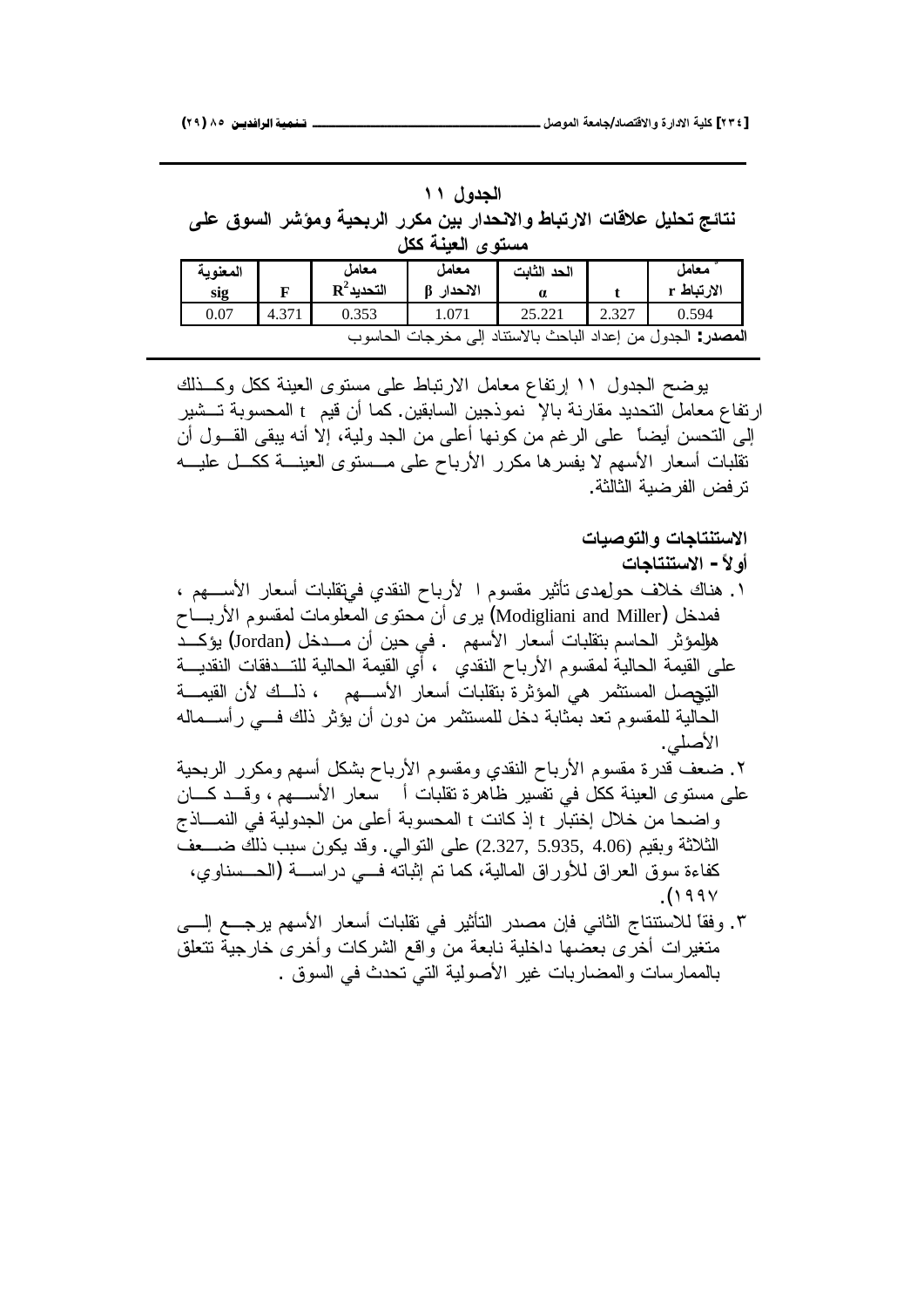## الجدول ١١

### نتائج تحليل علاقات الارتباط والانحدار بين مكرر الربحية ومؤشر السوق على مستوى العينة ككل

| معامل الارتباط r | t | الحد الثابت α | معامل الانحدار β | معامل التحديد $R^2$ | F | المعنوية sig |
|---|---|---|---|---|---|---|
| 0.594 | 2.327 | 25.221 | 1.071 | 0.353 | 4.371 | 0.07 |

**المصدر:** الجدول من إعداد الباحث بالاستناد إلى مخرجات الحاسوب

يوضح الجدول ١١ إرتفاع معامل الارتباط على مستوى العينة ككل وكـذلك ارتفاع معامل التحديد مقارنة بالإ نموذجين السابقين. كما أن قيم t المحسوبة تـشير إلى التحسن أيضاً على الرغم من كونها أعلى من الجد ولية، إلا أنه يبقى القـول أن تقلبات أسعار الأسهم لا يفسرها مكرر الأرباح على مـستوى العينـة ككـل عليـه ترفض الفرضية الثالثة.

## الاستنتاجات والتوصيات

### أولاً - الاستنتاجات

١. هناك خلاف حولمدى تأثير مقسوم ا لأرباح النقدي فيتقلبات أسعار الأسـهم ، فمدخل (Modigliani and Miller) يرى أن محتوى المعلومات لمقسوم الأربـاح هوالمؤثر الحاسم بتقلبات أسعار الأسهم . في حين أن مـدخل (Jordan) يؤكـد على القيمة الحالية لمقسوم الأرباح النقدي ، أي القيمة الحالية للتـدفقات النقديـة التيحصل المستثمر هي المؤثرة بتقلبات أسعار الأسـهم ، ذلـك لأن القيمـة الحالية للمقسوم تعد بمثابة دخل للمستثمر من دون أن يؤثر ذلك فـي رأسـماله الأصلي.

٢. ضعف قدرة مقسوم الأرباح النقدي ومقسوم الأرباح بشكل أسهم ومكرر الربحية على مستوى العينة ككل في تفسير ظاهرة تقلبات أ سعار الأسـهم ، وقـد كـان واضحا من خلال إختبار t إذ كانت t المحسوبة أعلى من الجدولية في النمـاذج الثلاثة وبقيم (4.06 ,5.935 ,2.327) على التوالي. وقد يكون سبب ذلك ضـعف كفاءة سوق العراق للأوراق المالية، كما تم إثباته فـي دراسـة (الحـسناوي، ١٩٩٧).

٣. وفقاً للاستنتاج الثاني فإن مصدر التأثير في تقلبات أسعار الأسهم يرجـع إلـى متغيرات أخرى بعضها داخلية نابعة من واقع الشركات وأخرى خارجية تتعلق بالممارسات والمضاربات غير الأصولية التي تحدث في السوق .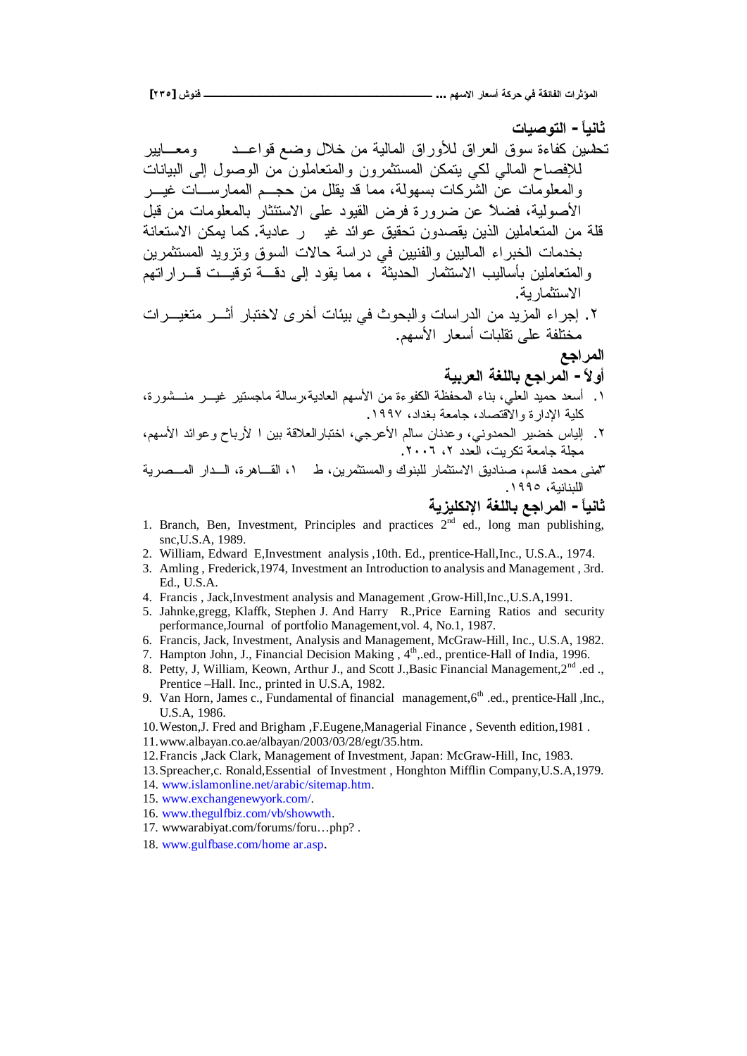## ثانياً - التوصيات

تحسين كفاءة سوق العراق للأوراق المالية من خلال وضع قواعـد ومعـايير للإفصاح المالي لكي يتمكن المستثمرون والمتعاملون من الوصول إلى البيانات والمعلومات عن الشركات بسهولة، مما قد يقلل من حجـم الممارسـات غيـر الأصولية، فضلاً عن ضرورة فرض القيود على الاستئثار بالمعلومات من قبل قلة من المتعاملين الذين يقصدون تحقيق عوائد غير عادية. كما يمكن الاستعانة بخدمات الخبراء الماليين والفنيين في دراسة حالات السوق وتزويد المستثمرين والمتعاملين بأساليب الاستثمار الحديثة ، مما يقود إلى دقـة توقيـت قـراراتهم الاستثمارية.

٢. إجراء المزيد من الدراسات والبحوث في بيئات أخرى لاختبار أثـر متغيـرات مختلفة على تقلبات أسعار الأسهم.

## المراجع

### أولاً - المراجع باللغة العربية

١. أسعد حميد العلي، بناء المحفظة الكفوءة من الأسهم العادية،رسالة ماجستير غيـر منـشورة، كلية الإدارة والاقتصاد، جامعة بغداد، ١٩٩٧.

٢. إلياس خضير الحمدوني، وعدنان سالم الأعرجي، اختبارالعلاقة بين ا لأرباح وعوائد الأسهم، مجلة جامعة تكريت، العدد ٢، ٢٠٠٦.

٣منى محمد قاسم، صناديق الاستثمار للبنوك والمستثمرين، ط ١، القـاهرة، الـدار المـصرية اللبنانية، ١٩٩٥.

### ثانياً - المراجع باللغة الإنكليزية

1. Branch, Ben, Investment, Principles and practices 2nd ed., long man publishing, snc,U.S.A, 1989.
2. William, Edward E,Investment analysis ,10th. Ed., prentice-Hall,Inc., U.S.A., 1974.
3. Amling , Frederick,1974, Investment an Introduction to analysis and Management , 3rd. Ed., U.S.A.
4. Francis , Jack,Investment analysis and Management ,Grow-Hill,Inc.,U.S.A,1991.
5. Jahnke,gregg, Klaffk, Stephen J. And Harry R.,Price Earning Ratios and security performance,Journal of portfolio Management,vol. 4, No.1, 1987.
6. Francis, Jack, Investment, Analysis and Management, McGraw-Hill, Inc., U.S.A, 1982.
7. Hampton John, J., Financial Decision Making , 4th,.ed., prentice-Hall of India, 1996.
8. Petty, J, William, Keown, Arthur J., and Scott J.,Basic Financial Management,2nd .ed ., Prentice –Hall. Inc., printed in U.S.A, 1982.
9. Van Horn, James c., Fundamental of financial management,6th .ed., prentice-Hall ,Inc., U.S.A, 1986.
10. Weston,J. Fred and Brigham ,F.Eugene,Managerial Finance , Seventh edition,1981 .
11. www.albayan.co.ae/albayan/2003/03/28/egt/35.htm.
12. Francis ,Jack Clark, Management of Investment, Japan: McGraw-Hill, Inc, 1983.
13. Spreacher,c. Ronald,Essential of Investment , Honghton Mifflin Company,U.S.A,1979.
14. www.islamonline.net/arabic/sitemap.htm.
15. www.exchangenewyork.com/.
16. www.thegulfbiz.com/vb/showwth.
17. wwwarabiyat.com/forums/foru…php? .
18. www.gulfbase.com/home ar.asp.